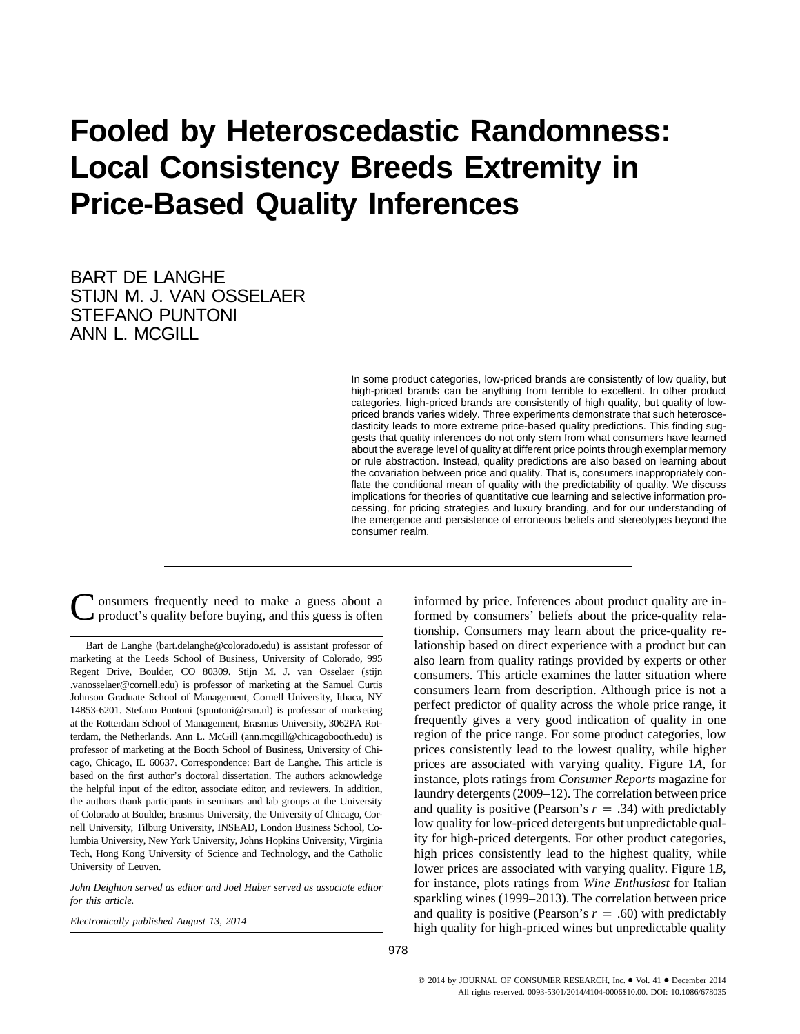# Fooled by Heteroscedastic Randomness: Local Consistency Breeds Extremity in Price-Based Quality Inferences

BART DE LANGHE
STIJN M. J. VAN OSSELAER
STEFANO PUNTONI
ANN L. MCGILL

In some product categories, low-priced brands are consistently of low quality, but high-priced brands can be anything from terrible to excellent. In other product categories, high-priced brands are consistently of high quality, but quality of low-priced brands varies widely. Three experiments demonstrate that such heteroscedasticity leads to more extreme price-based quality predictions. This finding suggests that quality inferences do not only stem from what consumers have learned about the average level of quality at different price points through exemplar memory or rule abstraction. Instead, quality predictions are also based on learning about the covariation between price and quality. That is, consumers inappropriately conflate the conditional mean of quality with the predictability of quality. We discuss implications for theories of quantitative cue learning and selective information processing, for pricing strategies and luxury branding, and for our understanding of the emergence and persistence of erroneous beliefs and stereotypes beyond the consumer realm.

Consumers frequently need to make a guess about a product's quality before buying, and this guess is often informed by price. Inferences about product quality are informed by consumers' beliefs about the price-quality relationship. Consumers may learn about the price-quality relationship based on direct experience with a product but can also learn from quality ratings provided by experts or other consumers. This article examines the latter situation where consumers learn from description. Although price is not a perfect predictor of quality across the whole price range, it frequently gives a very good indication of quality in one region of the price range. For some product categories, low prices consistently lead to the lowest quality, while higher prices are associated with varying quality. Figure 1*A*, for instance, plots ratings from *Consumer Reports* magazine for laundry detergents (2009–12). The correlation between price and quality is positive (Pearson's $r = .34$) with predictably low quality for low-priced detergents but unpredictable quality for high-priced detergents. For other product categories, high prices consistently lead to the highest quality, while lower prices are associated with varying quality. Figure 1*B*, for instance, plots ratings from *Wine Enthusiast* for Italian sparkling wines (1999–2013). The correlation between price and quality is positive (Pearson's $r = .60$) with predictably high quality for high-priced wines but unpredictable quality

Bart de Langhe (bart.delanghe@colorado.edu) is assistant professor of marketing at the Leeds School of Business, University of Colorado, 995 Regent Drive, Boulder, CO 80309. Stijn M. J. van Osselaer (stijn.vanosselaer@cornell.edu) is professor of marketing at the Samuel Curtis Johnson Graduate School of Management, Cornell University, Ithaca, NY 14853-6201. Stefano Puntoni (spuntoni@rsm.nl) is professor of marketing at the Rotterdam School of Management, Erasmus University, 3062PA Rotterdam, the Netherlands. Ann L. McGill (ann.mcgill@chicagobooth.edu) is professor of marketing at the Booth School of Business, University of Chicago, Chicago, IL 60637. Correspondence: Bart de Langhe. This article is based on the first author's doctoral dissertation. The authors acknowledge the helpful input of the editor, associate editor, and reviewers. In addition, the authors thank participants in seminars and lab groups at the University of Colorado at Boulder, Erasmus University, the University of Chicago, Cornell University, Tilburg University, INSEAD, London Business School, Columbia University, New York University, Johns Hopkins University, Virginia Tech, Hong Kong University of Science and Technology, and the Catholic University of Leuven.

*John Deighton served as editor and Joel Huber served as associate editor for this article.*

*Electronically published August 13, 2014*

© 2014 by JOURNAL OF CONSUMER RESEARCH, Inc. • Vol. 41 • December 2014
All rights reserved. 0093-5301/2014/4104-0006$10.00. DOI: 10.1086/678035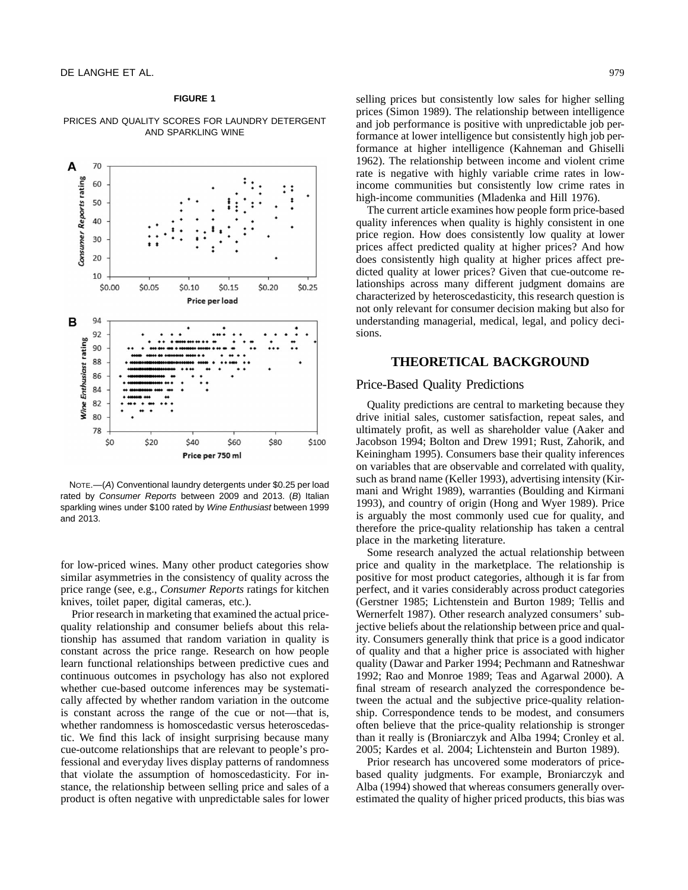**FIGURE 1**

PRICES AND QUALITY SCORES FOR LAUNDRY DETERGENT AND SPARKLING WINE

NOTE.—(*A*) Conventional laundry detergents under \$0.25 per load rated by *Consumer Reports* between 2009 and 2013. (*B*) Italian sparkling wines under \$100 rated by *Wine Enthusiast* between 1999 and 2013.

for low-priced wines. Many other product categories show similar asymmetries in the consistency of quality across the price range (see, e.g., *Consumer Reports* ratings for kitchen knives, toilet paper, digital cameras, etc.).

Prior research in marketing that examined the actual price-quality relationship and consumer beliefs about this relationship has assumed that random variation in quality is constant across the price range. Research on how people learn functional relationships between predictive cues and continuous outcomes in psychology has also not explored whether cue-based outcome inferences may be systematically affected by whether random variation in the outcome is constant across the range of the cue or not—that is, whether randomness is homoscedastic versus heteroscedastic. We find this lack of insight surprising because many cue-outcome relationships that are relevant to people's professional and everyday lives display patterns of randomness that violate the assumption of homoscedasticity. For instance, the relationship between selling price and sales of a product is often negative with unpredictable sales for lower selling prices but consistently low sales for higher selling prices (Simon 1989). The relationship between intelligence and job performance is positive with unpredictable job performance at lower intelligence but consistently high job performance at higher intelligence (Kahneman and Ghiselli 1962). The relationship between income and violent crime rate is negative with highly variable crime rates in low-income communities but consistently low crime rates in high-income communities (Mladenka and Hill 1976).

The current article examines how people form price-based quality inferences when quality is highly consistent in one price region. How does consistently low quality at lower prices affect predicted quality at higher prices? And how does consistently high quality at higher prices affect predicted quality at lower prices? Given that cue-outcome relationships across many different judgment domains are characterized by heteroscedasticity, this research question is not only relevant for consumer decision making but also for understanding managerial, medical, legal, and policy decisions.

## THEORETICAL BACKGROUND

### Price-Based Quality Predictions

Quality predictions are central to marketing because they drive initial sales, customer satisfaction, repeat sales, and ultimately profit, as well as shareholder value (Aaker and Jacobson 1994; Bolton and Drew 1991; Rust, Zahorik, and Keiningham 1995). Consumers base their quality inferences on variables that are observable and correlated with quality, such as brand name (Keller 1993), advertising intensity (Kirmani and Wright 1989), warranties (Boulding and Kirmani 1993), and country of origin (Hong and Wyer 1989). Price is arguably the most commonly used cue for quality, and therefore the price-quality relationship has taken a central place in the marketing literature.

Some research analyzed the actual relationship between price and quality in the marketplace. The relationship is positive for most product categories, although it is far from perfect, and it varies considerably across product categories (Gerstner 1985; Lichtenstein and Burton 1989; Tellis and Wernerfelt 1987). Other research analyzed consumers' subjective beliefs about the relationship between price and quality. Consumers generally think that price is a good indicator of quality and that a higher price is associated with higher quality (Dawar and Parker 1994; Pechmann and Ratneshwar 1992; Rao and Monroe 1989; Teas and Agarwal 2000). A final stream of research analyzed the correspondence between the actual and the subjective price-quality relationship. Correspondence tends to be modest, and consumers often believe that the price-quality relationship is stronger than it really is (Broniarczyk and Alba 1994; Cronley et al. 2005; Kardes et al. 2004; Lichtenstein and Burton 1989).

Prior research has uncovered some moderators of price-based quality judgments. For example, Broniarczyk and Alba (1994) showed that whereas consumers generally overestimated the quality of higher priced products, this bias was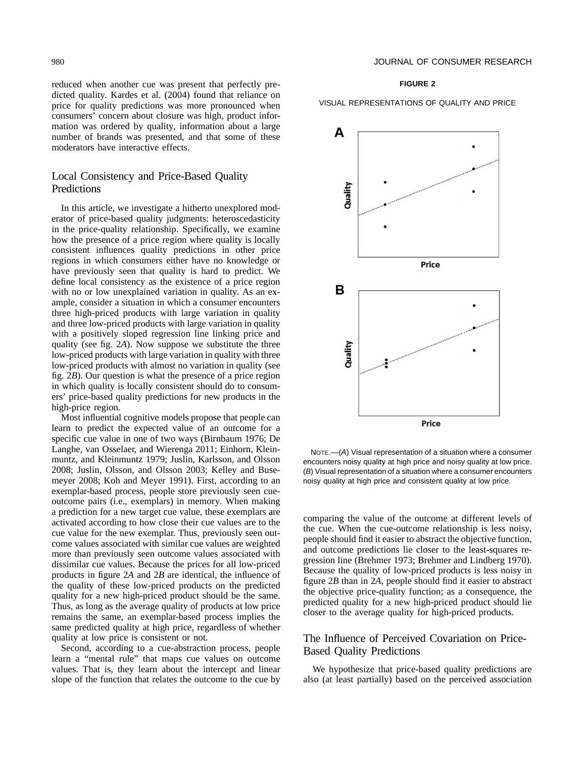reduced when another cue was present that perfectly predicted quality. Kardes et al. (2004) found that reliance on price for quality predictions was more pronounced when consumers' concern about closure was high, product information was ordered by quality, information about a large number of brands was presented, and that some of these moderators have interactive effects.

## Local Consistency and Price-Based Quality Predictions

In this article, we investigate a hitherto unexplored moderator of price-based quality judgments: heteroscedasticity in the price-quality relationship. Specifically, we examine how the presence of a price region where quality is locally consistent influences quality predictions in other price regions in which consumers either have no knowledge or have previously seen that quality is hard to predict. We define local consistency as the existence of a price region with no or low unexplained variation in quality. As an example, consider a situation in which a consumer encounters three high-priced products with large variation in quality and three low-priced products with large variation in quality with a positively sloped regression line linking price and quality (see fig. 2*A*). Now suppose we substitute the three low-priced products with large variation in quality with three low-priced products with almost no variation in quality (see fig. 2*B*). Our question is what the presence of a price region in which quality is locally consistent should do to consumers' price-based quality predictions for new products in the high-price region.

Most influential cognitive models propose that people can learn to predict the expected value of an outcome for a specific cue value in one of two ways (Birnbaum 1976; De Langhe, van Osselaer, and Wierenga 2011; Einhorn, Kleinmuntz, and Kleinmuntz 1979; Juslin, Karlsson, and Olsson 2008; Juslin, Olsson, and Olsson 2003; Kelley and Busemeyer 2008; Koh and Meyer 1991). First, according to an exemplar-based process, people store previously seen cue-outcome pairs (i.e., exemplars) in memory. When making a prediction for a new target cue value, these exemplars are activated according to how close their cue values are to the cue value for the new exemplar. Thus, previously seen outcome values associated with similar cue values are weighted more than previously seen outcome values associated with dissimilar cue values. Because the prices for all low-priced products in figure 2*A* and 2*B* are identical, the influence of the quality of these low-priced products on the predicted quality for a new high-priced product should be the same. Thus, as long as the average quality of products at low price remains the same, an exemplar-based process implies the same predicted quality at high price, regardless of whether quality at low price is consistent or not.

Second, according to a cue-abstraction process, people learn a "mental rule" that maps cue values on outcome values. That is, they learn about the intercept and linear slope of the function that relates the outcome to the cue by comparing the value of the outcome at different levels of the cue. When the cue-outcome relationship is less noisy, people should find it easier to abstract the objective function, and outcome predictions lie closer to the least-squares regression line (Brehmer 1973; Brehmer and Lindberg 1970). Because the quality of low-priced products is less noisy in figure 2*B* than in 2*A*, people should find it easier to abstract the objective price-quality function; as a consequence, the predicted quality for a new high-priced product should lie closer to the average quality for high-priced products.

**FIGURE 2**

VISUAL REPRESENTATIONS OF QUALITY AND PRICE

NOTE.—(*A*) Visual representation of a situation where a consumer encounters noisy quality at high price and noisy quality at low price. (*B*) Visual representation of a situation where a consumer encounters noisy quality at high price and consistent quality at low price.

## The Influence of Perceived Covariation on Price-Based Quality Predictions

We hypothesize that price-based quality predictions are also (at least partially) based on the perceived association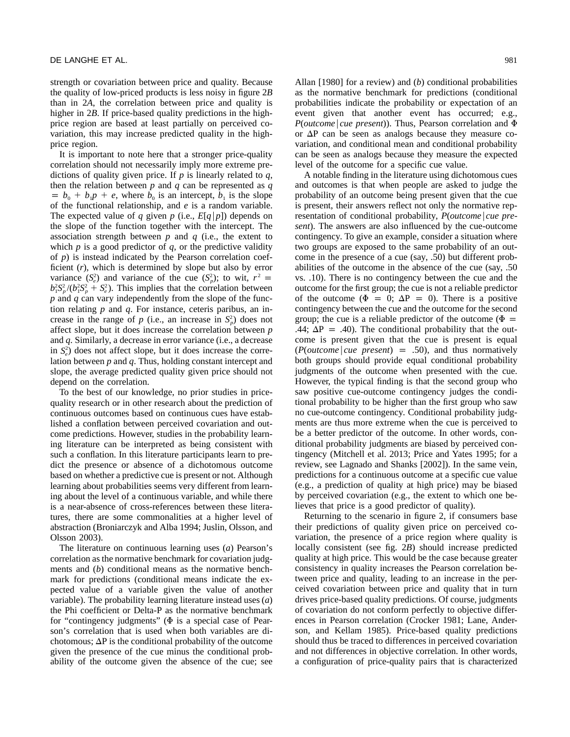strength or covariation between price and quality. Because the quality of low-priced products is less noisy in figure 2*B* than in 2*A*, the correlation between price and quality is higher in 2*B*. If price-based quality predictions in the high-price region are based at least partially on perceived covariation, this may increase predicted quality in the high-price region.

It is important to note here that a stronger price-quality correlation should not necessarily imply more extreme predictions of quality given price. If $p$ is linearly related to $q$, then the relation between $p$ and $q$ can be represented as $q = b_0 + b_1 p + e$, where $b_0$ is an intercept, $b_1$ is the slope of the functional relationship, and $e$ is a random variable. The expected value of $q$ given $p$ (i.e., $E[q|p]$) depends on the slope of the function together with the intercept. The association strength between $p$ and $q$ (i.e., the extent to which $p$ is a good predictor of $q$, or the predictive validity of $p$) is instead indicated by the Pearson correlation coefficient ($r$), which is determined by slope but also by error variance ($S_e^2$) and variance of the cue ($S_p^2$); to wit, $r^2 = b_1^2 S_p^2 / (b_1^2 S_p^2 + S_e^2)$. This implies that the correlation between $p$ and $q$ can vary independently from the slope of the function relating $p$ and $q$. For instance, ceteris paribus, an increase in the range of $p$ (i.e., an increase in $S_p^2$) does not affect slope, but it does increase the correlation between $p$ and $q$. Similarly, a decrease in error variance (i.e., a decrease in $S_e^2$) does not affect slope, but it does increase the correlation between $p$ and $q$. Thus, holding constant intercept and slope, the average predicted quality given price should not depend on the correlation.

To the best of our knowledge, no prior studies in price-quality research or in other research about the prediction of continuous outcomes based on continuous cues have established a conflation between perceived covariation and outcome predictions. However, studies in the probability learning literature can be interpreted as being consistent with such a conflation. In this literature participants learn to predict the presence or absence of a dichotomous outcome based on whether a predictive cue is present or not. Although learning about probabilities seems very different from learning about the level of a continuous variable, and while there is a near-absence of cross-references between these literatures, there are some commonalities at a higher level of abstraction (Broniarczyk and Alba 1994; Juslin, Olsson, and Olsson 2003).

The literature on continuous learning uses (*a*) Pearson's correlation as the normative benchmark for covariation judgments and (*b*) conditional means as the normative benchmark for predictions (conditional means indicate the expected value of a variable given the value of another variable). The probability learning literature instead uses (*a*) the Phi coefficient or Delta-P as the normative benchmark for "contingency judgments" ($\Phi$ is a special case of Pearson's correlation that is used when both variables are dichotomous; $\Delta P$ is the conditional probability of the outcome given the presence of the cue minus the conditional probability of the outcome given the absence of the cue; see Allan [1980] for a review) and (*b*) conditional probabilities as the normative benchmark for predictions (conditional probabilities indicate the probability or expectation of an event given that another event has occurred; e.g., $P(outcome|cue\ present)$). Thus, Pearson correlation and $\Phi$ or $\Delta P$ can be seen as analogs because they measure covariation, and conditional mean and conditional probability can be seen as analogs because they measure the expected level of the outcome for a specific cue value.

A notable finding in the literature using dichotomous cues and outcomes is that when people are asked to judge the probability of an outcome being present given that the cue is present, their answers reflect not only the normative representation of conditional probability, $P(outcome|cue\ present)$. The answers are also influenced by the cue-outcome contingency. To give an example, consider a situation where two groups are exposed to the same probability of an outcome in the presence of a cue (say, .50) but different probabilities of the outcome in the absence of the cue (say, .50 vs. .10). There is no contingency between the cue and the outcome for the first group; the cue is not a reliable predictor of the outcome ($\Phi = 0$; $\Delta P = 0$). There is a positive contingency between the cue and the outcome for the second group; the cue is a reliable predictor of the outcome ($\Phi = .44$; $\Delta P = .40$). The conditional probability that the outcome is present given that the cue is present is equal ($P(outcome|cue\ present) = .50$), and thus normatively both groups should provide equal conditional probability judgments of the outcome when presented with the cue. However, the typical finding is that the second group who saw positive cue-outcome contingency judges the conditional probability to be higher than the first group who saw no cue-outcome contingency. Conditional probability judgments are thus more extreme when the cue is perceived to be a better predictor of the outcome. In other words, conditional probability judgments are biased by perceived contingency (Mitchell et al. 2013; Price and Yates 1995; for a review, see Lagnado and Shanks [2002]). In the same vein, predictions for a continuous outcome at a specific cue value (e.g., a prediction of quality at high price) may be biased by perceived covariation (e.g., the extent to which one believes that price is a good predictor of quality).

Returning to the scenario in figure 2, if consumers base their predictions of quality given price on perceived covariation, the presence of a price region where quality is locally consistent (see fig. 2*B*) should increase predicted quality at high price. This would be the case because greater consistency in quality increases the Pearson correlation between price and quality, leading to an increase in the perceived covariation between price and quality that in turn drives price-based quality predictions. Of course, judgments of covariation do not conform perfectly to objective differences in Pearson correlation (Crocker 1981; Lane, Anderson, and Kellam 1985). Price-based quality predictions should thus be traced to differences in perceived covariation and not differences in objective correlation. In other words, a configuration of price-quality pairs that is characterized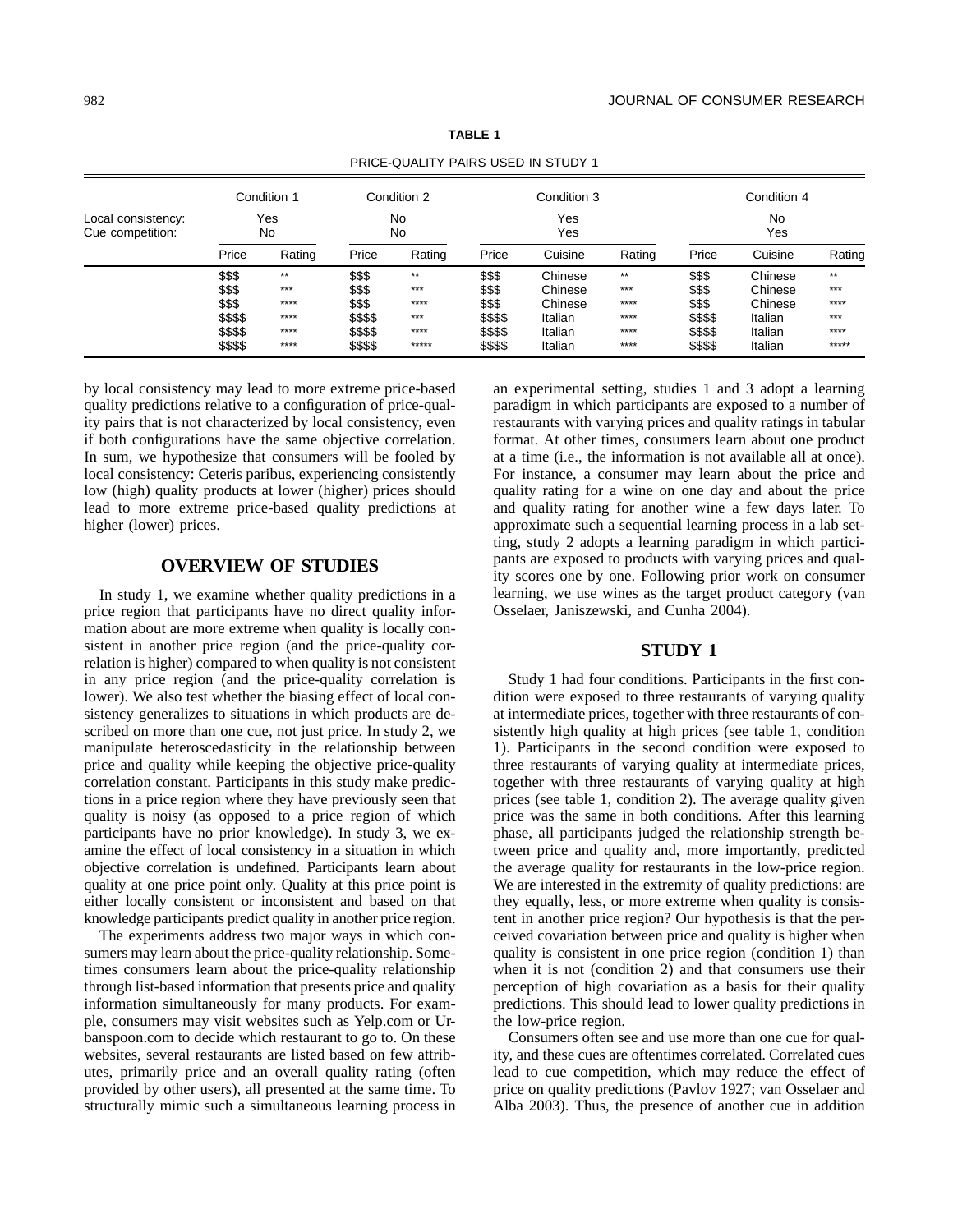**TABLE 1**

PRICE-QUALITY PAIRS USED IN STUDY 1

| | Condition 1 | | Condition 2 | | Condition 3 | | | Condition 4 | | |
|---|---|---|---|---|---|---|---|---|---|---|
| Local consistency: | Yes | | No | | Yes | | | No | | |
| Cue competition: | No | | No | | Yes | | | Yes | | |
| | Price | Rating | Price | Rating | Price | Cuisine | Rating | Price | Cuisine | Rating |
| | $$$ | ** | $$$ | ** | $$$ | Chinese | ** | $$$ | Chinese | ** |
| | $$$ | *** | $$$ | *** | $$$ | Chinese | *** | $$$ | Chinese | *** |
| | $$$ | **** | $$$ | **** | $$$ | Chinese | **** | $$$ | Chinese | **** |
| | $$$$ | **** | $$$$ | *** | $$$$ | Italian | **** | $$$$ | Italian | *** |
| | $$$$ | **** | $$$$ | **** | $$$$ | Italian | **** | $$$$ | Italian | **** |
| | $$$$ | **** | $$$$ | ***** | $$$$ | Italian | **** | $$$$ | Italian | ***** |

by local consistency may lead to more extreme price-based quality predictions relative to a configuration of price-quality pairs that is not characterized by local consistency, even if both configurations have the same objective correlation. In sum, we hypothesize that consumers will be fooled by local consistency: Ceteris paribus, experiencing consistently low (high) quality products at lower (higher) prices should lead to more extreme price-based quality predictions at higher (lower) prices.

## OVERVIEW OF STUDIES

In study 1, we examine whether quality predictions in a price region that participants have no direct quality information about are more extreme when quality is locally consistent in another price region (and the price-quality correlation is higher) compared to when quality is not consistent in any price region (and the price-quality correlation is lower). We also test whether the biasing effect of local consistency generalizes to situations in which products are described on more than one cue, not just price. In study 2, we manipulate heteroscedasticity in the relationship between price and quality while keeping the objective price-quality correlation constant. Participants in this study make predictions in a price region where they have previously seen that quality is noisy (as opposed to a price region of which participants have no prior knowledge). In study 3, we examine the effect of local consistency in a situation in which objective correlation is undefined. Participants learn about quality at one price point only. Quality at this price point is either locally consistent or inconsistent and based on that knowledge participants predict quality in another price region.

The experiments address two major ways in which consumers may learn about the price-quality relationship. Sometimes consumers learn about the price-quality relationship through list-based information that presents price and quality information simultaneously for many products. For example, consumers may visit websites such as Yelp.com or Urbanspoon.com to decide which restaurant to go to. On these websites, several restaurants are listed based on few attributes, primarily price and an overall quality rating (often provided by other users), all presented at the same time. To structurally mimic such a simultaneous learning process in an experimental setting, studies 1 and 3 adopt a learning paradigm in which participants are exposed to a number of restaurants with varying prices and quality ratings in tabular format. At other times, consumers learn about one product at a time (i.e., the information is not available all at once). For instance, a consumer may learn about the price and quality rating for a wine on one day and about the price and quality rating for another wine a few days later. To approximate such a sequential learning process in a lab setting, study 2 adopts a learning paradigm in which participants are exposed to products with varying prices and quality scores one by one. Following prior work on consumer learning, we use wines as the target product category (van Osselaer, Janiszewski, and Cunha 2004).

## STUDY 1

Study 1 had four conditions. Participants in the first condition were exposed to three restaurants of varying quality at intermediate prices, together with three restaurants of consistently high quality at high prices (see table 1, condition 1). Participants in the second condition were exposed to three restaurants of varying quality at intermediate prices, together with three restaurants of varying quality at high prices (see table 1, condition 2). The average quality given price was the same in both conditions. After this learning phase, all participants judged the relationship strength between price and quality and, more importantly, predicted the average quality for restaurants in the low-price region. We are interested in the extremity of quality predictions: are they equally, less, or more extreme when quality is consistent in another price region? Our hypothesis is that the perceived covariation between price and quality is higher when quality is consistent in one price region (condition 1) than when it is not (condition 2) and that consumers use their perception of high covariation as a basis for their quality predictions. This should lead to lower quality predictions in the low-price region.

Consumers often see and use more than one cue for quality, and these cues are oftentimes correlated. Correlated cues lead to cue competition, which may reduce the effect of price on quality predictions (Pavlov 1927; van Osselaer and Alba 2003). Thus, the presence of another cue in addition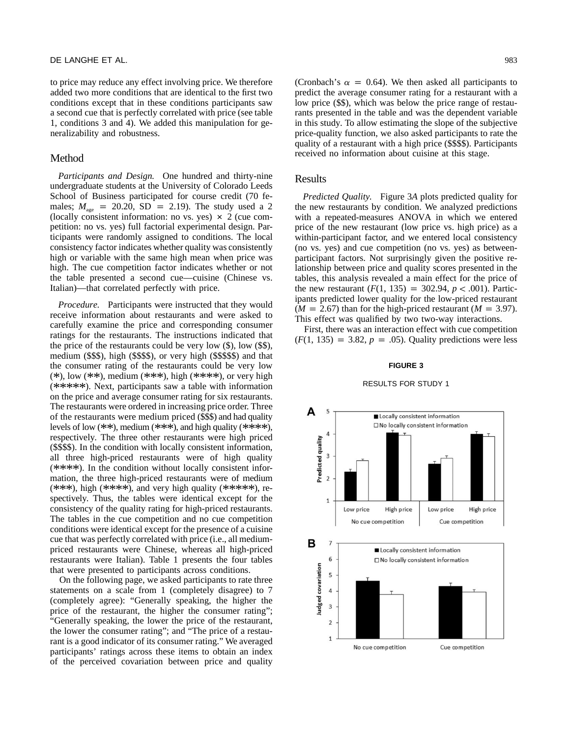to price may reduce any effect involving price. We therefore added two more conditions that are identical to the first two conditions except that in these conditions participants saw a second cue that is perfectly correlated with price (see table 1, conditions 3 and 4). We added this manipulation for generalizability and robustness.

## Method

*Participants and Design.* One hundred and thirty-nine undergraduate students at the University of Colorado Leeds School of Business participated for course credit (70 females; $M_{age} = 20.20$, SD = 2.19). The study used a 2 (locally consistent information: no vs. yes) × 2 (cue competition: no vs. yes) full factorial experimental design. Participants were randomly assigned to conditions. The local consistency factor indicates whether quality was consistently high or variable with the same high mean when price was high. The cue competition factor indicates whether or not the table presented a second cue—cuisine (Chinese vs. Italian)—that correlated perfectly with price.

*Procedure.* Participants were instructed that they would receive information about restaurants and were asked to carefully examine the price and corresponding consumer ratings for the restaurants. The instructions indicated that the price of the restaurants could be very low ($), low ($$), medium ($$$), high ($$$$), or very high ($$$$$) and that the consumer rating of the restaurants could be very low (*), low (**), medium (***), high (****), or very high (*****). Next, participants saw a table with information on the price and average consumer rating for six restaurants. The restaurants were ordered in increasing price order. Three of the restaurants were medium priced ($$$) and had quality levels of low (**), medium (***), and high quality (****), respectively. The three other restaurants were high priced ($$$$). In the condition with locally consistent information, all three high-priced restaurants were of high quality (****). In the condition without locally consistent information, the three high-priced restaurants were of medium (***), high (****), and very high quality (*****), respectively. Thus, the tables were identical except for the consistency of the quality rating for high-priced restaurants. The tables in the cue competition and no cue competition conditions were identical except for the presence of a cuisine cue that was perfectly correlated with price (i.e., all medium-priced restaurants were Chinese, whereas all high-priced restaurants were Italian). Table 1 presents the four tables that were presented to participants across conditions.

On the following page, we asked participants to rate three statements on a scale from 1 (completely disagree) to 7 (completely agree): "Generally speaking, the higher the price of the restaurant, the higher the consumer rating"; "Generally speaking, the lower the price of the restaurant, the lower the consumer rating"; and "The price of a restaurant is a good indicator of its consumer rating." We averaged participants' ratings across these items to obtain an index of the perceived covariation between price and quality (Cronbach's $\alpha = 0.64$). We then asked all participants to predict the average consumer rating for a restaurant with a low price ($$), which was below the price range of restaurants presented in the table and was the dependent variable in this study. To allow estimating the slope of the subjective price-quality function, we also asked participants to rate the quality of a restaurant with a high price ($$$$). Participants received no information about cuisine at this stage.

## Results

*Predicted Quality.* Figure 3*A* plots predicted quality for the new restaurants by condition. We analyzed predictions with a repeated-measures ANOVA in which we entered price of the new restaurant (low price vs. high price) as a within-participant factor, and we entered local consistency (no vs. yes) and cue competition (no vs. yes) as between-participant factors. Not surprisingly given the positive relationship between price and quality scores presented in the tables, this analysis revealed a main effect for the price of the new restaurant ($F(1, 135) = 302.94$, $p < .001$). Participants predicted lower quality for the low-priced restaurant ($M = 2.67$) than for the high-priced restaurant ($M = 3.97$). This effect was qualified by two two-way interactions.

First, there was an interaction effect with cue competition ($F(1, 135) = 3.82$, $p = .05$). Quality predictions were less

**FIGURE 3**

RESULTS FOR STUDY 1

A

Predicted quality

5
4
3
2
1

■ Locally consistent information
□ No locally consistent information

Low price
High price
Low price
High price
No cue competition
Cue competition

B

Judged covariation

7
6
5
4
3
2
1

■ Locally consistent information
□ No locally consistent information

No cue competition
Cue competition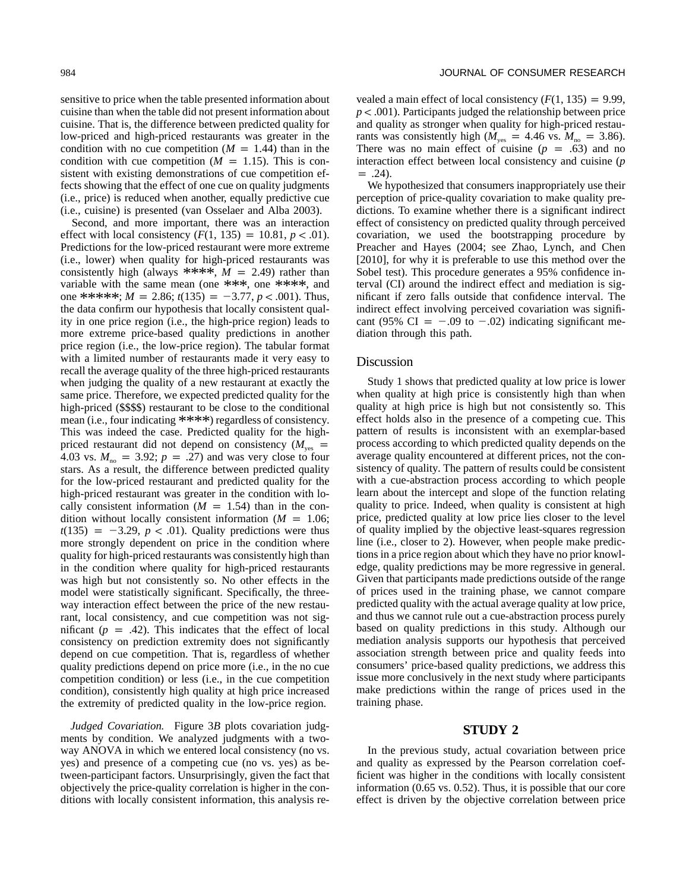sensitive to price when the table presented information about cuisine than when the table did not present information about cuisine. That is, the difference between predicted quality for low-priced and high-priced restaurants was greater in the condition with no cue competition ($M = 1.44$) than in the condition with cue competition ($M = 1.15$). This is consistent with existing demonstrations of cue competition effects showing that the effect of one cue on quality judgments (i.e., price) is reduced when another, equally predictive cue (i.e., cuisine) is presented (van Osselaer and Alba 2003).

Second, and more important, there was an interaction effect with local consistency ($F(1, 135) = 10.81$, $p < .01$). Predictions for the low-priced restaurant were more extreme (i.e., lower) when quality for high-priced restaurants was consistently high (always ****, $M = 2.49$) rather than variable with the same mean (one ***, one ****, and one *****; $M = 2.86$; $t(135) = -3.77$, $p < .001$). Thus, the data confirm our hypothesis that locally consistent quality in one price region (i.e., the high-price region) leads to more extreme price-based quality predictions in another price region (i.e., the low-price region). The tabular format with a limited number of restaurants made it very easy to recall the average quality of the three high-priced restaurants when judging the quality of a new restaurant at exactly the same price. Therefore, we expected predicted quality for the high-priced ($$$$) restaurant to be close to the conditional mean (i.e., four indicating ****) regardless of consistency. This was indeed the case. Predicted quality for the high-priced restaurant did not depend on consistency ($M_{yes} = 4.03$ vs. $M_{no} = 3.92$; $p = .27$) and was very close to four stars. As a result, the difference between predicted quality for the low-priced restaurant and predicted quality for the high-priced restaurant was greater in the condition with locally consistent information ($M = 1.54$) than in the condition without locally consistent information ($M = 1.06$; $t(135) = -3.29$, $p < .01$). Quality predictions were thus more strongly dependent on price in the condition where quality for high-priced restaurants was consistently high than in the condition where quality for high-priced restaurants was high but not consistently so. No other effects in the model were statistically significant. Specifically, the three-way interaction effect between the price of the new restaurant, local consistency, and cue competition was not significant ($p = .42$). This indicates that the effect of local consistency on prediction extremity does not significantly depend on cue competition. That is, regardless of whether quality predictions depend on price more (i.e., in the no cue competition condition) or less (i.e., in the cue competition condition), consistently high quality at high price increased the extremity of predicted quality in the low-price region.

*Judged Covariation.* Figure 3*B* plots covariation judgments by condition. We analyzed judgments with a two-way ANOVA in which we entered local consistency (no vs. yes) and presence of a competing cue (no vs. yes) as between-participant factors. Unsurprisingly, given the fact that objectively the price-quality correlation is higher in the conditions with locally consistent information, this analysis revealed a main effect of local consistency ($F(1, 135) = 9.99$, $p < .001$). Participants judged the relationship between price and quality as stronger when quality for high-priced restaurants was consistently high ($M_{yes} = 4.46$ vs. $M_{no} = 3.86$). There was no main effect of cuisine ($p = .63$) and no interaction effect between local consistency and cuisine ($p = .24$).

We hypothesized that consumers inappropriately use their perception of price-quality covariation to make quality predictions. To examine whether there is a significant indirect effect of consistency on predicted quality through perceived covariation, we used the bootstrapping procedure by Preacher and Hayes (2004; see Zhao, Lynch, and Chen [2010], for why it is preferable to use this method over the Sobel test). This procedure generates a 95% confidence interval (CI) around the indirect effect and mediation is significant if zero falls outside that confidence interval. The indirect effect involving perceived covariation was significant (95% CI = $-.09$ to $-.02$) indicating significant mediation through this path.

## Discussion

Study 1 shows that predicted quality at low price is lower when quality at high price is consistently high than when quality at high price is high but not consistently so. This effect holds also in the presence of a competing cue. This pattern of results is inconsistent with an exemplar-based process according to which predicted quality depends on the average quality encountered at different prices, not the consistency of quality. The pattern of results could be consistent with a cue-abstraction process according to which people learn about the intercept and slope of the function relating quality to price. Indeed, when quality is consistent at high price, predicted quality at low price lies closer to the level of quality implied by the objective least-squares regression line (i.e., closer to 2). However, when people make predictions in a price region about which they have no prior knowledge, quality predictions may be more regressive in general. Given that participants made predictions outside of the range of prices used in the training phase, we cannot compare predicted quality with the actual average quality at low price, and thus we cannot rule out a cue-abstraction process purely based on quality predictions in this study. Although our mediation analysis supports our hypothesis that perceived association strength between price and quality feeds into consumers' price-based quality predictions, we address this issue more conclusively in the next study where participants make predictions within the range of prices used in the training phase.

# STUDY 2

In the previous study, actual covariation between price and quality as expressed by the Pearson correlation coefficient was higher in the conditions with locally consistent information (0.65 vs. 0.52). Thus, it is possible that our core effect is driven by the objective correlation between price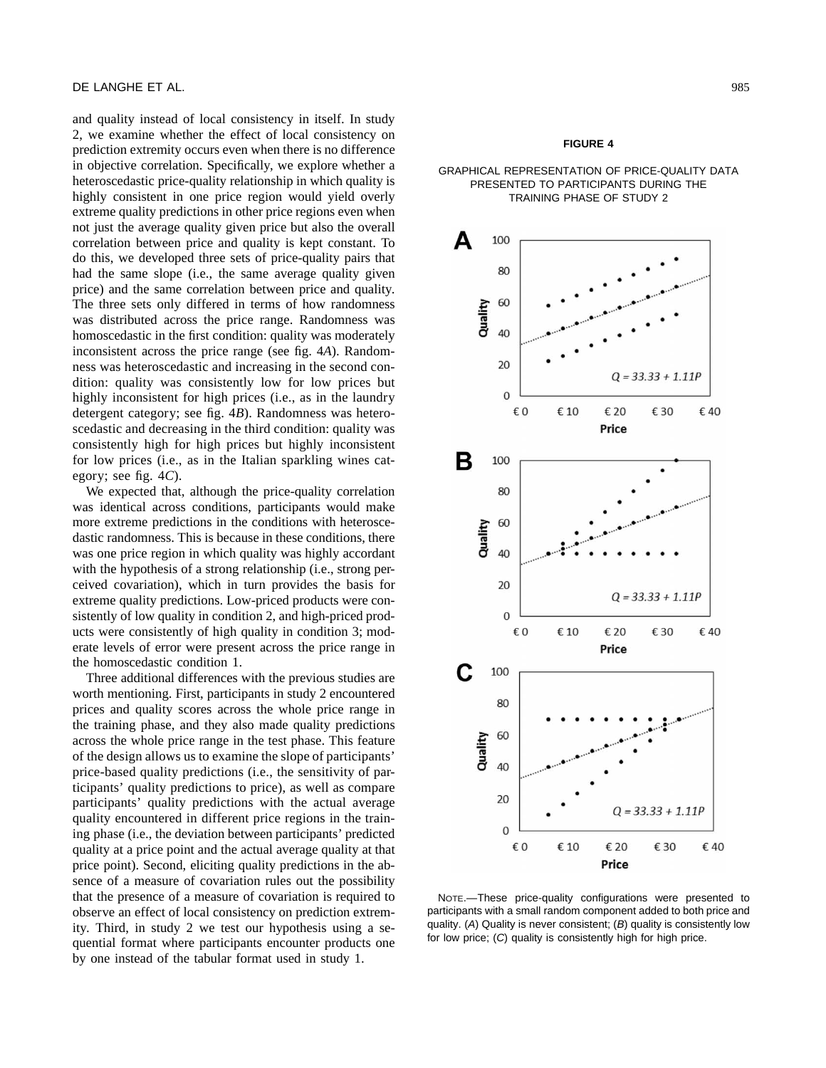and quality instead of local consistency in itself. In study 2, we examine whether the effect of local consistency on prediction extremity occurs even when there is no difference in objective correlation. Specifically, we explore whether a heteroscedastic price-quality relationship in which quality is highly consistent in one price region would yield overly extreme quality predictions in other price regions even when not just the average quality given price but also the overall correlation between price and quality is kept constant. To do this, we developed three sets of price-quality pairs that had the same slope (i.e., the same average quality given price) and the same correlation between price and quality. The three sets only differed in terms of how randomness was distributed across the price range. Randomness was homoscedastic in the first condition: quality was moderately inconsistent across the price range (see fig. 4*A*). Randomness was heteroscedastic and increasing in the second condition: quality was consistently low for low prices but highly inconsistent for high prices (i.e., as in the laundry detergent category; see fig. 4*B*). Randomness was heteroscedastic and decreasing in the third condition: quality was consistently high for high prices but highly inconsistent for low prices (i.e., as in the Italian sparkling wines category; see fig. 4*C*).

We expected that, although the price-quality correlation was identical across conditions, participants would make more extreme predictions in the conditions with heteroscedastic randomness. This is because in these conditions, there was one price region in which quality was highly accordant with the hypothesis of a strong relationship (i.e., strong perceived covariation), which in turn provides the basis for extreme quality predictions. Low-priced products were consistently of low quality in condition 2, and high-priced products were consistently of high quality in condition 3; moderate levels of error were present across the price range in the homoscedastic condition 1.

Three additional differences with the previous studies are worth mentioning. First, participants in study 2 encountered prices and quality scores across the whole price range in the training phase, and they also made quality predictions across the whole price range in the test phase. This feature of the design allows us to examine the slope of participants' price-based quality predictions (i.e., the sensitivity of participants' quality predictions to price), as well as compare participants' quality predictions with the actual average quality encountered in different price regions in the training phase (i.e., the deviation between participants' predicted quality at a price point and the actual average quality at that price point). Second, eliciting quality predictions in the absence of a measure of covariation rules out the possibility that the presence of a measure of covariation is required to observe an effect of local consistency on prediction extremity. Third, in study 2 we test our hypothesis using a sequential format where participants encounter products one by one instead of the tabular format used in study 1.

**FIGURE 4**

GRAPHICAL REPRESENTATION OF PRICE-QUALITY DATA PRESENTED TO PARTICIPANTS DURING THE TRAINING PHASE OF STUDY 2

NOTE.—These price-quality configurations were presented to participants with a small random component added to both price and quality. (*A*) Quality is never consistent; (*B*) quality is consistently low for low price; (*C*) quality is consistently high for high price.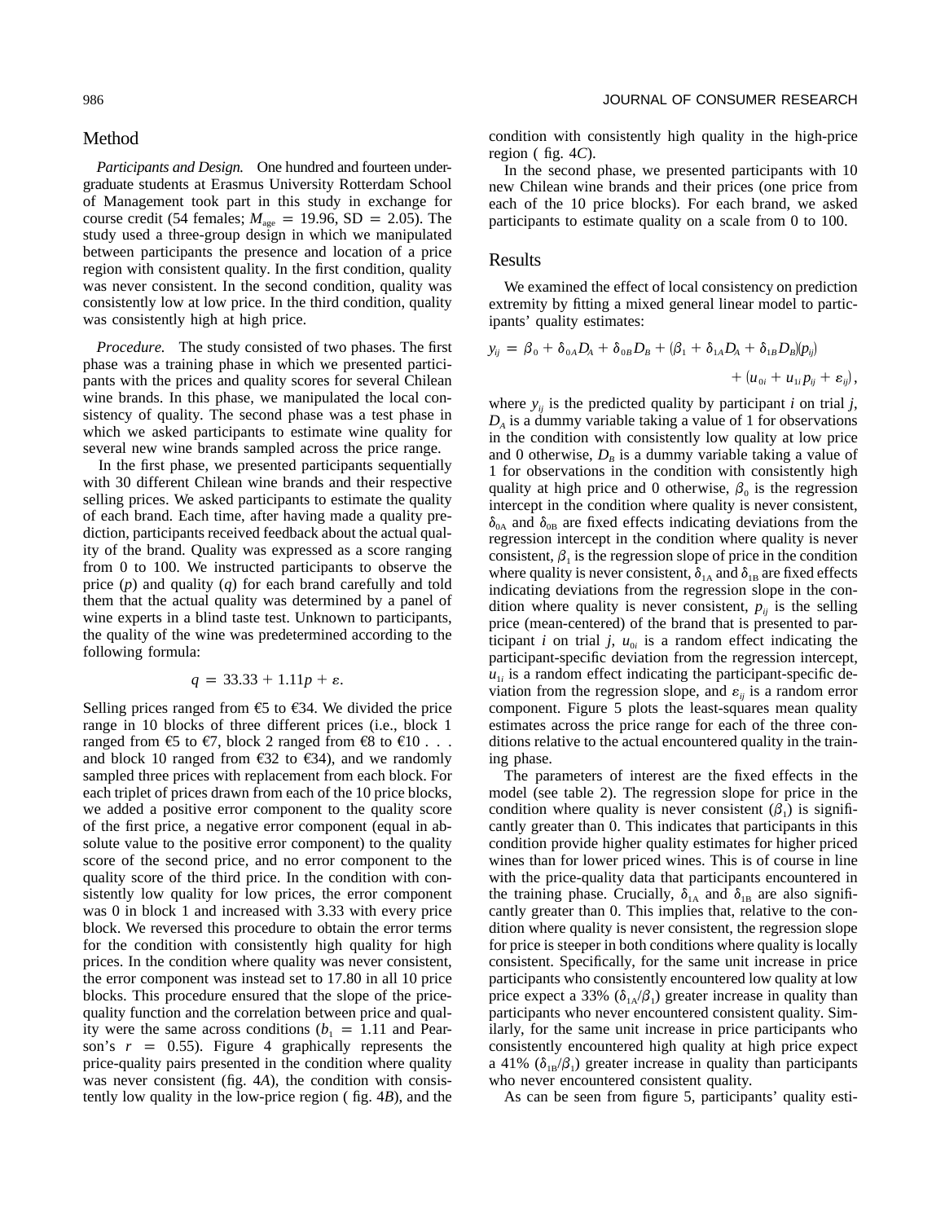## Method

*Participants and Design.* One hundred and fourteen undergraduate students at Erasmus University Rotterdam School of Management took part in this study in exchange for course credit (54 females; $M_{age} = 19.96$, SD = 2.05). The study used a three-group design in which we manipulated between participants the presence and location of a price region with consistent quality. In the first condition, quality was never consistent. In the second condition, quality was consistently low at low price. In the third condition, quality was consistently high at high price.

*Procedure.* The study consisted of two phases. The first phase was a training phase in which we presented participants with the prices and quality scores for several Chilean wine brands. In this phase, we manipulated the local consistency of quality. The second phase was a test phase in which we asked participants to estimate wine quality for several new wine brands sampled across the price range.

In the first phase, we presented participants sequentially with 30 different Chilean wine brands and their respective selling prices. We asked participants to estimate the quality of each brand. Each time, after having made a quality prediction, participants received feedback about the actual quality of the brand. Quality was expressed as a score ranging from 0 to 100. We instructed participants to observe the price ($p$) and quality ($q$) for each brand carefully and told them that the actual quality was determined by a panel of wine experts in a blind taste test. Unknown to participants, the quality of the wine was predetermined according to the following formula:

$$q = 33.33 + 1.11p + \varepsilon.$$

Selling prices ranged from €5 to €34. We divided the price range in 10 blocks of three different prices (i.e., block 1 ranged from €5 to €7, block 2 ranged from €8 to €10 . . . and block 10 ranged from €32 to €34), and we randomly sampled three prices with replacement from each block. For each triplet of prices drawn from each of the 10 price blocks, we added a positive error component to the quality score of the first price, a negative error component (equal in absolute value to the positive error component) to the quality score of the second price, and no error component to the quality score of the third price. In the condition with consistently low quality for low prices, the error component was 0 in block 1 and increased with 3.33 with every price block. We reversed this procedure to obtain the error terms for the condition with consistently high quality for high prices. In the condition where quality was never consistent, the error component was instead set to 17.80 in all 10 price blocks. This procedure ensured that the slope of the price-quality function and the correlation between price and quality were the same across conditions ($b_1 = 1.11$ and Pearson's $r = 0.55$). Figure 4 graphically represents the price-quality pairs presented in the condition where quality was never consistent (fig. 4*A*), the condition with consistently low quality in the low-price region (fig. 4*B*), and the condition with consistently high quality in the high-price region (fig. 4*C*).

In the second phase, we presented participants with 10 new Chilean wine brands and their prices (one price from each of the 10 price blocks). For each brand, we asked participants to estimate quality on a scale from 0 to 100.

## Results

We examined the effect of local consistency on prediction extremity by fitting a mixed general linear model to participants' quality estimates:

$$y_{ij} = \beta_0 + \delta_{0A}D_A + \delta_{0B}D_B + (\beta_1 + \delta_{1A}D_A + \delta_{1B}D_B)(p_{ij}) + (u_{0i} + u_{1i}p_{ij} + \varepsilon_{ij}),$$

where $y_{ij}$ is the predicted quality by participant $i$ on trial $j$, $D_A$ is a dummy variable taking a value of 1 for observations in the condition with consistently low quality at low price and 0 otherwise, $D_B$ is a dummy variable taking a value of 1 for observations in the condition with consistently high quality at high price and 0 otherwise, $\beta_0$ is the regression intercept in the condition where quality is never consistent, $\delta_{0A}$ and $\delta_{0B}$ are fixed effects indicating deviations from the regression intercept in the condition where quality is never consistent, $\beta_1$ is the regression slope of price in the condition where quality is never consistent, $\delta_{1A}$ and $\delta_{1B}$ are fixed effects indicating deviations from the regression slope in the condition where quality is never consistent, $p_{ij}$ is the selling price (mean-centered) of the brand that is presented to participant $i$ on trial $j$, $u_{0i}$ is a random effect indicating the participant-specific deviation from the regression intercept, $u_{1i}$ is a random effect indicating the participant-specific deviation from the regression slope, and $\varepsilon_{ij}$ is a random error component. Figure 5 plots the least-squares mean quality estimates across the price range for each of the three conditions relative to the actual encountered quality in the training phase.

The parameters of interest are the fixed effects in the model (see table 2). The regression slope for price in the condition where quality is never consistent ($\beta_1$) is significantly greater than 0. This indicates that participants in this condition provide higher quality estimates for higher priced wines than for lower priced wines. This is of course in line with the price-quality data that participants encountered in the training phase. Crucially, $\delta_{1A}$ and $\delta_{1B}$ are also significantly greater than 0. This implies that, relative to the condition where quality is never consistent, the regression slope for price is steeper in both conditions where quality is locally consistent. Specifically, for the same unit increase in price participants who consistently encountered low quality at low price expect a 33% ($\delta_{1A}/\beta_1$) greater increase in quality than participants who never encountered consistent quality. Similarly, for the same unit increase in price participants who consistently encountered high quality at high price expect a 41% ($\delta_{1B}/\beta_1$) greater increase in quality than participants who never encountered consistent quality.

As can be seen from figure 5, participants' quality esti-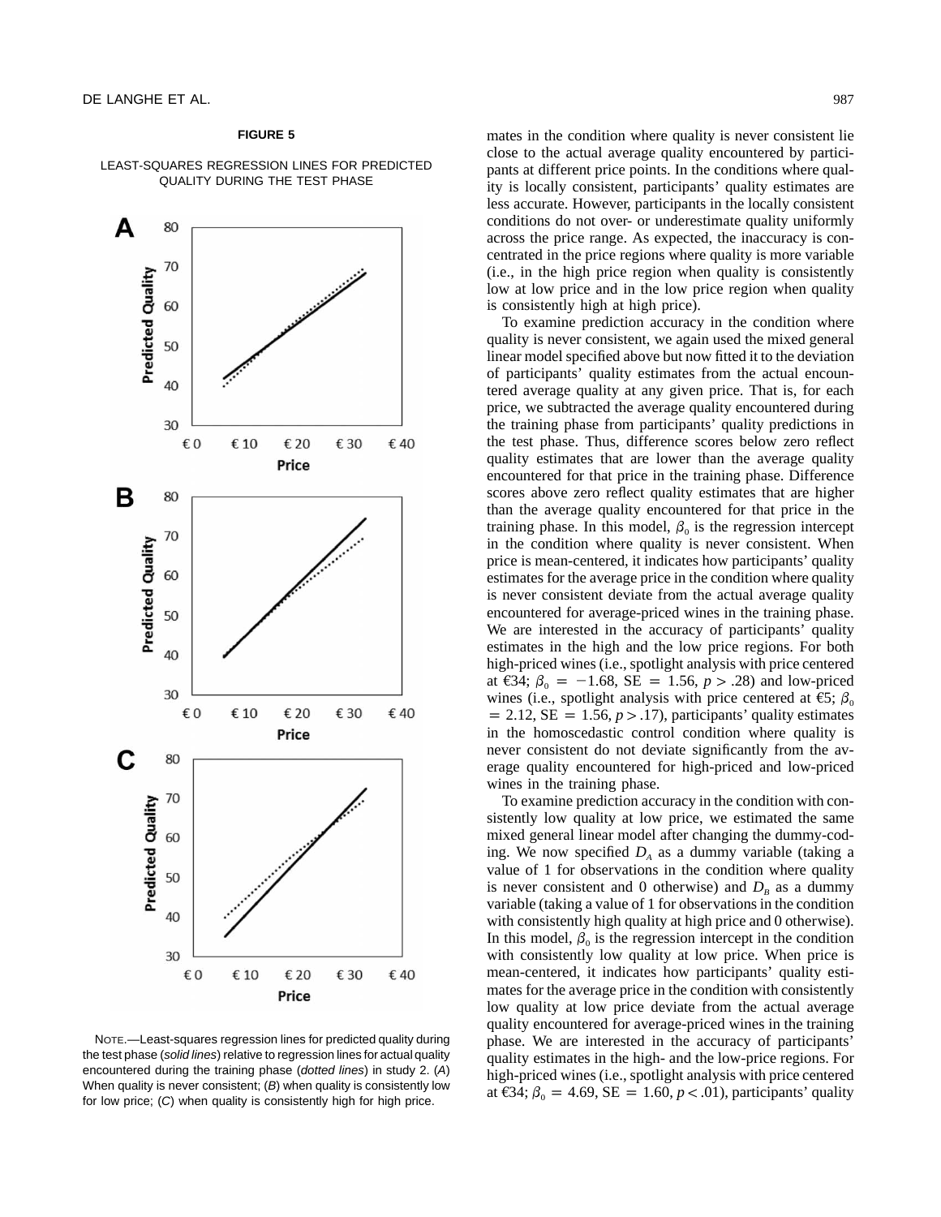**FIGURE 5**

LEAST-SQUARES REGRESSION LINES FOR PREDICTED QUALITY DURING THE TEST PHASE

NOTE.—Least-squares regression lines for predicted quality during the test phase (*solid lines*) relative to regression lines for actual quality encountered during the training phase (*dotted lines*) in study 2. (*A*) When quality is never consistent; (*B*) when quality is consistently low for low price; (*C*) when quality is consistently high for high price.

mates in the condition where quality is never consistent lie close to the actual average quality encountered by participants at different price points. In the conditions where quality is locally consistent, participants' quality estimates are less accurate. However, participants in the locally consistent conditions do not over- or underestimate quality uniformly across the price range. As expected, the inaccuracy is concentrated in the price regions where quality is more variable (i.e., in the high price region when quality is consistently low at low price and in the low price region when quality is consistently high at high price).

To examine prediction accuracy in the condition where quality is never consistent, we again used the mixed general linear model specified above but now fitted it to the deviation of participants' quality estimates from the actual encountered average quality at any given price. That is, for each price, we subtracted the average quality encountered during the training phase from participants' quality predictions in the test phase. Thus, difference scores below zero reflect quality estimates that are lower than the average quality encountered for that price in the training phase. Difference scores above zero reflect quality estimates that are higher than the average quality encountered for that price in the training phase. In this model, $\beta_0$ is the regression intercept in the condition where quality is never consistent. When price is mean-centered, it indicates how participants' quality estimates for the average price in the condition where quality is never consistent deviate from the actual average quality encountered for average-priced wines in the training phase. We are interested in the accuracy of participants' quality estimates in the high and the low price regions. For both high-priced wines (i.e., spotlight analysis with price centered at €34; $\beta_0 = -1.68$, SE $= 1.56$, $p > .28$) and low-priced wines (i.e., spotlight analysis with price centered at €5; $\beta_0 = 2.12$, SE $= 1.56$, $p > .17$), participants' quality estimates in the homoscedastic control condition where quality is never consistent do not deviate significantly from the average quality encountered for high-priced and low-priced wines in the training phase.

To examine prediction accuracy in the condition with consistently low quality at low price, we estimated the same mixed general linear model after changing the dummy-coding. We now specified $D_A$ as a dummy variable (taking a value of 1 for observations in the condition where quality is never consistent and 0 otherwise) and $D_B$ as a dummy variable (taking a value of 1 for observations in the condition with consistently high quality at high price and 0 otherwise). In this model, $\beta_0$ is the regression intercept in the condition with consistently low quality at low price. When price is mean-centered, it indicates how participants' quality estimates for the average price in the condition with consistently low quality at low price deviate from the actual average quality encountered for average-priced wines in the training phase. We are interested in the accuracy of participants' quality estimates in the high- and the low-price regions. For high-priced wines (i.e., spotlight analysis with price centered at €34; $\beta_0 = 4.69$, SE $= 1.60$, $p < .01$), participants' quality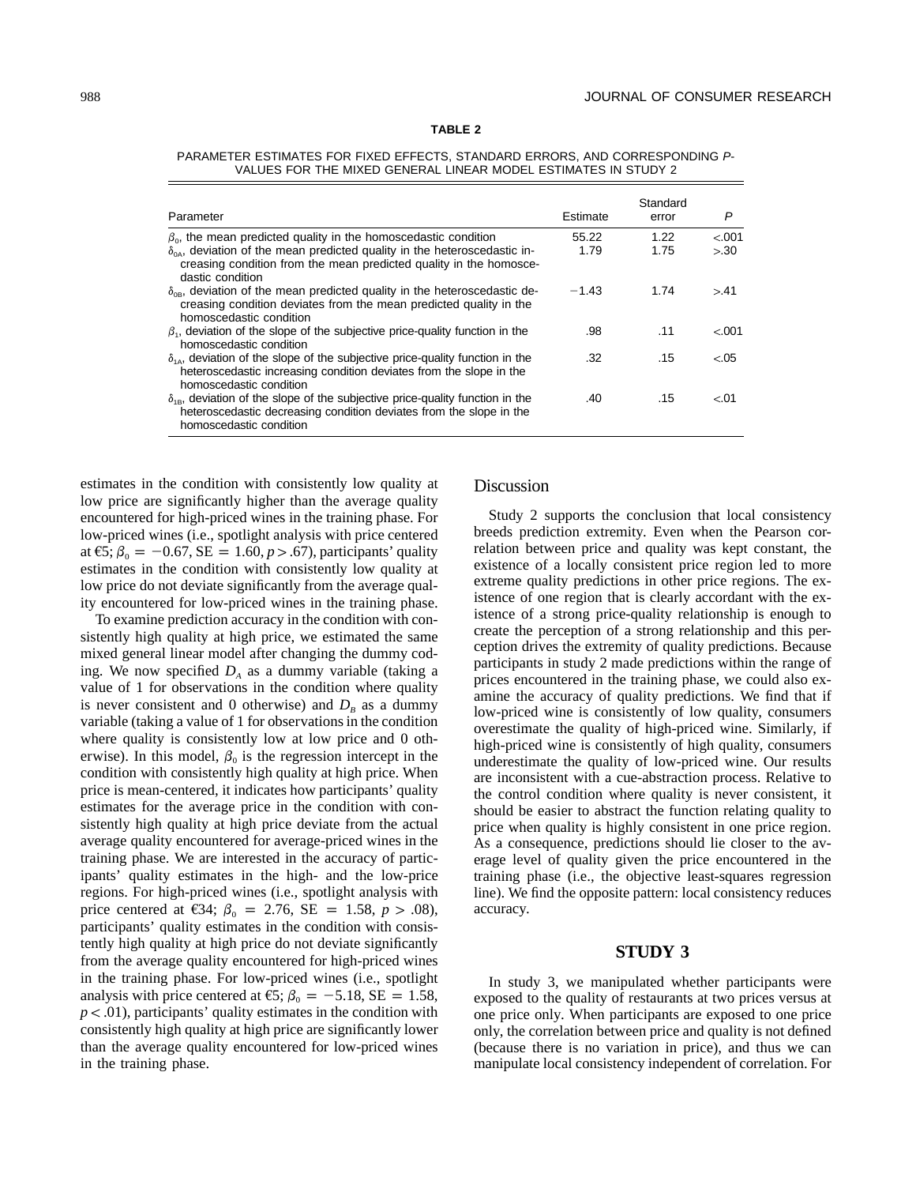**TABLE 2**

PARAMETER ESTIMATES FOR FIXED EFFECTS, STANDARD ERRORS, AND CORRESPONDING *P*-VALUES FOR THE MIXED GENERAL LINEAR MODEL ESTIMATES IN STUDY 2

| Parameter | Estimate | Standard error | *P* |
|---|---|---|---|
| $\beta_0$, the mean predicted quality in the homoscedastic condition | 55.22 | 1.22 | <.001 |
| $\delta_{0A}$, deviation of the mean predicted quality in the heteroscedastic increasing condition from the mean predicted quality in the homoscedastic condition | 1.79 | 1.75 | >.30 |
| $\delta_{0B}$, deviation of the mean predicted quality in the heteroscedastic decreasing condition deviates from the mean predicted quality in the homoscedastic condition | −1.43 | 1.74 | >.41 |
| $\beta_1$, deviation of the slope of the subjective price-quality function in the homoscedastic condition | .98 | .11 | <.001 |
| $\delta_{1A}$, deviation of the slope of the subjective price-quality function in the heteroscedastic increasing condition deviates from the slope in the homoscedastic condition | .32 | .15 | <.05 |
| $\delta_{1B}$, deviation of the slope of the subjective price-quality function in the heteroscedastic decreasing condition deviates from the slope in the homoscedastic condition | .40 | .15 | <.01 |

estimates in the condition with consistently low quality at low price are significantly higher than the average quality encountered for high-priced wines in the training phase. For low-priced wines (i.e., spotlight analysis with price centered at €5; $\beta_0 = -0.67$, SE = 1.60, $p > .67$), participants' quality estimates in the condition with consistently low quality at low price do not deviate significantly from the average quality encountered for low-priced wines in the training phase.

To examine prediction accuracy in the condition with consistently high quality at high price, we estimated the same mixed general linear model after changing the dummy coding. We now specified $D_A$ as a dummy variable (taking a value of 1 for observations in the condition where quality is never consistent and 0 otherwise) and $D_B$ as a dummy variable (taking a value of 1 for observations in the condition where quality is consistently low at low price and 0 otherwise). In this model, $\beta_0$ is the regression intercept in the condition with consistently high quality at high price. When price is mean-centered, it indicates how participants' quality estimates for the average price in the condition with consistently high quality at high price deviate from the actual average quality encountered for average-priced wines in the training phase. We are interested in the accuracy of participants' quality estimates in the high- and the low-price regions. For high-priced wines (i.e., spotlight analysis with price centered at €34; $\beta_0 = 2.76$, SE = 1.58, $p > .08$), participants' quality estimates in the condition with consistently high quality at high price do not deviate significantly from the average quality encountered for high-priced wines in the training phase. For low-priced wines (i.e., spotlight analysis with price centered at €5; $\beta_0 = -5.18$, SE = 1.58, $p < .01$), participants' quality estimates in the condition with consistently high quality at high price are significantly lower than the average quality encountered for low-priced wines in the training phase.

## Discussion

Study 2 supports the conclusion that local consistency breeds prediction extremity. Even when the Pearson correlation between price and quality was kept constant, the existence of a locally consistent price region led to more extreme quality predictions in other price regions. The existence of one region that is clearly accordant with the existence of a strong price-quality relationship is enough to create the perception of a strong relationship and this perception drives the extremity of quality predictions. Because participants in study 2 made predictions within the range of prices encountered in the training phase, we could also examine the accuracy of quality predictions. We find that if low-priced wine is consistently of low quality, consumers overestimate the quality of high-priced wine. Similarly, if high-priced wine is consistently of high quality, consumers underestimate the quality of low-priced wine. Our results are inconsistent with a cue-abstraction process. Relative to the control condition where quality is never consistent, it should be easier to abstract the function relating quality to price when quality is highly consistent in one price region. As a consequence, predictions should lie closer to the average level of quality given the price encountered in the training phase (i.e., the objective least-squares regression line). We find the opposite pattern: local consistency reduces accuracy.

## STUDY 3

In study 3, we manipulated whether participants were exposed to the quality of restaurants at two prices versus at one price only. When participants are exposed to one price only, the correlation between price and quality is not defined (because there is no variation in price), and thus we can manipulate local consistency independent of correlation. For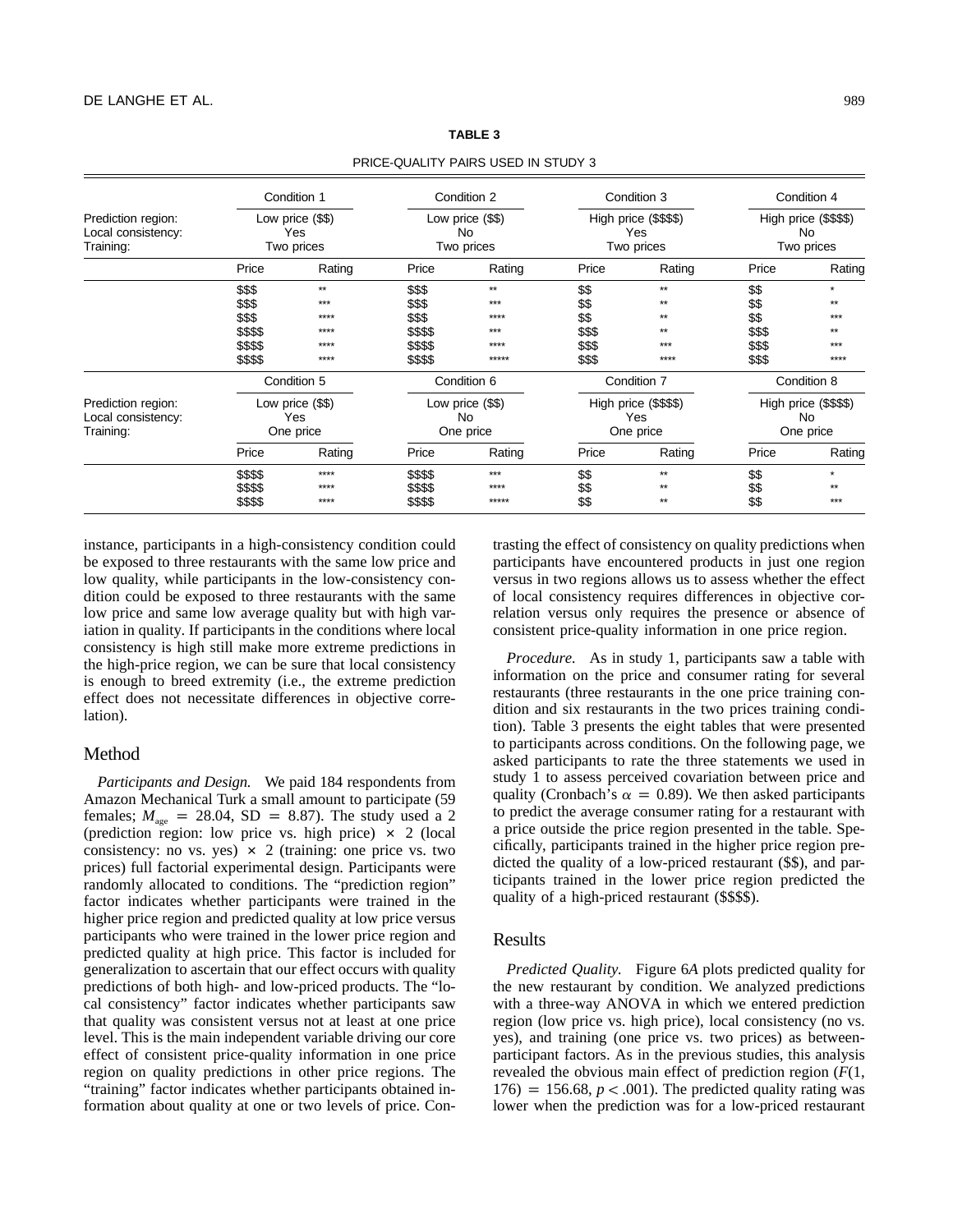**TABLE 3**

PRICE-QUALITY PAIRS USED IN STUDY 3

| | Condition 1 | | Condition 2 | | Condition 3 | | Condition 4 | |
|---|---|---|---|---|---|---|---|---|
| Prediction region: | Low price ($$) | | Low price ($$) | | High price ($$$$) | | High price ($$$$) | |
| Local consistency: | Yes | | No | | Yes | | No | |
| Training: | Two prices | | Two prices | | Two prices | | Two prices | |
| | Price | Rating | Price | Rating | Price | Rating | Price | Rating |
| | $$$ | ** | $$$ | ** | $$ | ** | $$ | * |
| | $$$ | *** | $$$ | *** | $$ | ** | $$ | ** |
| | $$$ | **** | $$$ | **** | $$ | ** | $$ | *** |
| | $$$$ | **** | $$$$ | *** | $$$ | ** | $$$ | ** |
| | $$$$ | **** | $$$$ | **** | $$$ | *** | $$$ | *** |
| | $$$$ | **** | $$$$ | ***** | $$$ | **** | $$$ | **** |
| | Condition 5 | | Condition 6 | | Condition 7 | | Condition 8 | |
| Prediction region: | Low price ($$) | | Low price ($$) | | High price ($$$$) | | High price ($$$$) | |
| Local consistency: | Yes | | No | | Yes | | No | |
| Training: | One price | | One price | | One price | | One price | |
| | Price | Rating | Price | Rating | Price | Rating | Price | Rating |
| | $$$$ | **** | $$$$ | *** | $$ | ** | $$ | * |
| | $$$$ | **** | $$$$ | **** | $$ | ** | $$ | ** |
| | $$$$ | **** | $$$$ | ***** | $$ | ** | $$ | *** |

instance, participants in a high-consistency condition could be exposed to three restaurants with the same low price and low quality, while participants in the low-consistency condition could be exposed to three restaurants with the same low price and same low average quality but with high variation in quality. If participants in the conditions where local consistency is high still make more extreme predictions in the high-price region, we can be sure that local consistency is enough to breed extremity (i.e., the extreme prediction effect does not necessitate differences in objective correlation).

## Method

*Participants and Design.* We paid 184 respondents from Amazon Mechanical Turk a small amount to participate (59 females; $M_{age} = 28.04$, SD = 8.87). The study used a 2 (prediction region: low price vs. high price) × 2 (local consistency: no vs. yes) × 2 (training: one price vs. two prices) full factorial experimental design. Participants were randomly allocated to conditions. The "prediction region" factor indicates whether participants were trained in the higher price region and predicted quality at low price versus participants who were trained in the lower price region and predicted quality at high price. This factor is included for generalization to ascertain that our effect occurs with quality predictions of both high- and low-priced products. The "local consistency" factor indicates whether participants saw that quality was consistent versus not at least at one price level. This is the main independent variable driving our core effect of consistent price-quality information in one price region on quality predictions in other price regions. The "training" factor indicates whether participants obtained information about quality at one or two levels of price. Contrasting the effect of consistency on quality predictions when participants have encountered products in just one region versus in two regions allows us to assess whether the effect of local consistency requires differences in objective correlation versus only requires the presence or absence of consistent price-quality information in one price region.

*Procedure.* As in study 1, participants saw a table with information on the price and consumer rating for several restaurants (three restaurants in the one price training condition and six restaurants in the two prices training condition). Table 3 presents the eight tables that were presented to participants across conditions. On the following page, we asked participants to rate the three statements we used in study 1 to assess perceived covariation between price and quality (Cronbach's $\alpha = 0.89$). We then asked participants to predict the average consumer rating for a restaurant with a price outside the price region presented in the table. Specifically, participants trained in the higher price region predicted the quality of a low-priced restaurant ($$), and participants trained in the lower price region predicted the quality of a high-priced restaurant ($$$$).

## Results

*Predicted Quality.* Figure 6*A* plots predicted quality for the new restaurant by condition. We analyzed predictions with a three-way ANOVA in which we entered prediction region (low price vs. high price), local consistency (no vs. yes), and training (one price vs. two prices) as between-participant factors. As in the previous studies, this analysis revealed the obvious main effect of prediction region ($F(1, 176) = 156.68$, $p < .001$). The predicted quality rating was lower when the prediction was for a low-priced restaurant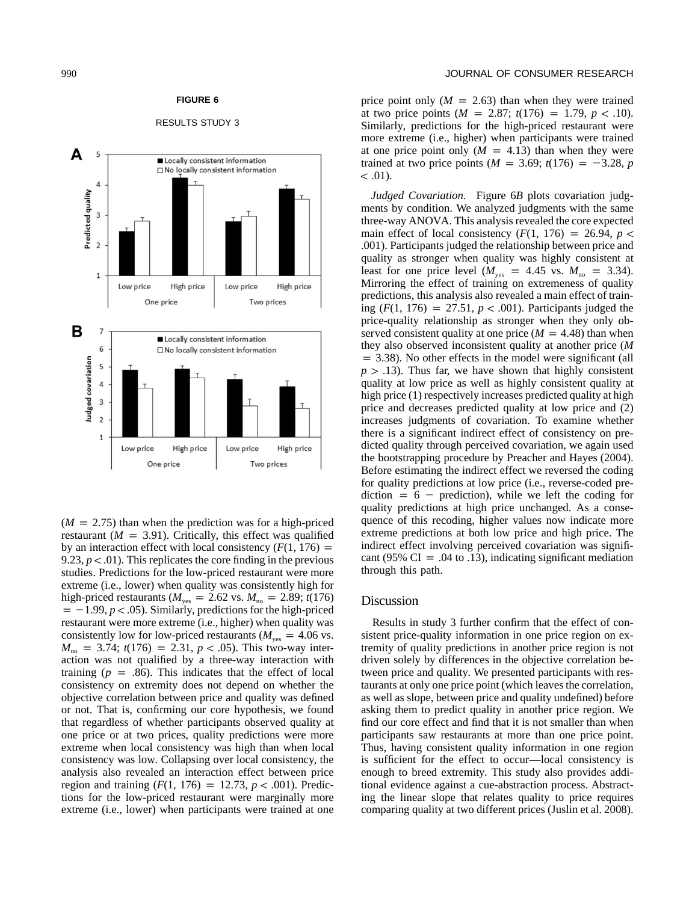**FIGURE 6**

RESULTS STUDY 3

($M$ = 2.75) than when the prediction was for a high-priced restaurant ($M$ = 3.91). Critically, this effect was qualified by an interaction effect with local consistency ($F(1, 176)$ = 9.23, $p < .01$). This replicates the core finding in the previous studies. Predictions for the low-priced restaurant were more extreme (i.e., lower) when quality was consistently high for high-priced restaurants ($M_{yes}$ = 2.62 vs. $M_{no}$ = 2.89; $t(176)$ = −1.99, $p < .05$). Similarly, predictions for the high-priced restaurant were more extreme (i.e., higher) when quality was consistently low for low-priced restaurants ($M_{yes}$ = 4.06 vs. $M_{no}$ = 3.74; $t(176)$ = 2.31, $p < .05$). This two-way interaction was not qualified by a three-way interaction with training ($p$ = .86). This indicates that the effect of local consistency on extremity does not depend on whether the objective correlation between price and quality was defined or not. That is, confirming our core hypothesis, we found that regardless of whether participants observed quality at one price or at two prices, quality predictions were more extreme when local consistency was high than when local consistency was low. Collapsing over local consistency, the analysis also revealed an interaction effect between price region and training ($F(1, 176)$ = 12.73, $p < .001$). Predictions for the low-priced restaurant were marginally more extreme (i.e., lower) when participants were trained at one price point only ($M$ = 2.63) than when they were trained at two price points ($M$ = 2.87; $t(176)$ = 1.79, $p < .10$). Similarly, predictions for the high-priced restaurant were more extreme (i.e., higher) when participants were trained at one price point only ($M$ = 4.13) than when they were trained at two price points ($M$ = 3.69; $t(176)$ = −3.28, $p < .01$).

*Judged Covariation.* Figure 6*B* plots covariation judgments by condition. We analyzed judgments with the same three-way ANOVA. This analysis revealed the core expected main effect of local consistency ($F(1, 176)$ = 26.94, $p < .001$). Participants judged the relationship between price and quality as stronger when quality was highly consistent at least for one price level ($M_{yes}$ = 4.45 vs. $M_{no}$ = 3.34). Mirroring the effect of training on extremeness of quality predictions, this analysis also revealed a main effect of training ($F(1, 176)$ = 27.51, $p < .001$). Participants judged the price-quality relationship as stronger when they only observed consistent quality at one price ($M$ = 4.48) than when they also observed inconsistent quality at another price ($M$ = 3.38). No other effects in the model were significant (all $p > .13$). Thus far, we have shown that highly consistent quality at low price as well as highly consistent quality at high price (1) respectively increases predicted quality at high price and decreases predicted quality at low price and (2) increases judgments of covariation. To examine whether there is a significant indirect effect of consistency on predicted quality through perceived covariation, we again used the bootstrapping procedure by Preacher and Hayes (2004). Before estimating the indirect effect we reversed the coding for quality predictions at low price (i.e., reverse-coded prediction = 6 − prediction), while we left the coding for quality predictions at high price unchanged. As a consequence of this recoding, higher values now indicate more extreme predictions at both low price and high price. The indirect effect involving perceived covariation was significant (95% CI = .04 to .13), indicating significant mediation through this path.

## Discussion

Results in study 3 further confirm that the effect of consistent price-quality information in one price region on extremity of quality predictions in another price region is not driven solely by differences in the objective correlation between price and quality. We presented participants with restaurants at only one price point (which leaves the correlation, as well as slope, between price and quality undefined) before asking them to predict quality in another price region. We find our core effect and find that it is not smaller than when participants saw restaurants at more than one price point. Thus, having consistent quality information in one region is sufficient for the effect to occur—local consistency is enough to breed extremity. This study also provides additional evidence against a cue-abstraction process. Abstracting the linear slope that relates quality to price requires comparing quality at two different prices (Juslin et al. 2008).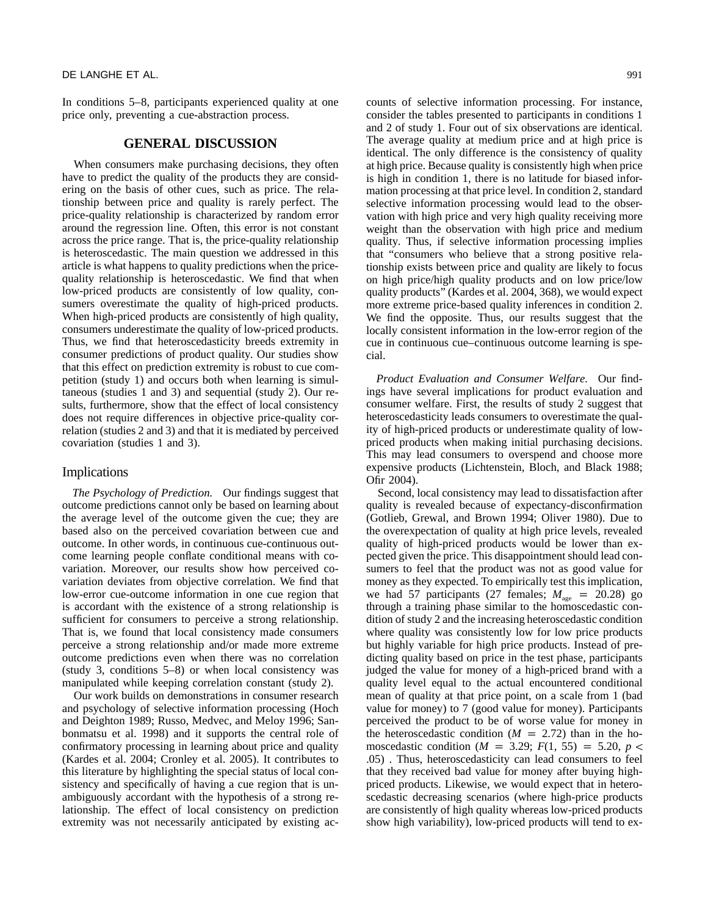In conditions 5–8, participants experienced quality at one price only, preventing a cue-abstraction process.

## GENERAL DISCUSSION

When consumers make purchasing decisions, they often have to predict the quality of the products they are considering on the basis of other cues, such as price. The relationship between price and quality is rarely perfect. The price-quality relationship is characterized by random error around the regression line. Often, this error is not constant across the price range. That is, the price-quality relationship is heteroscedastic. The main question we addressed in this article is what happens to quality predictions when the price-quality relationship is heteroscedastic. We find that when low-priced products are consistently of low quality, consumers overestimate the quality of high-priced products. When high-priced products are consistently of high quality, consumers underestimate the quality of low-priced products. Thus, we find that heteroscedasticity breeds extremity in consumer predictions of product quality. Our studies show that this effect on prediction extremity is robust to cue competition (study 1) and occurs both when learning is simultaneous (studies 1 and 3) and sequential (study 2). Our results, furthermore, show that the effect of local consistency does not require differences in objective price-quality correlation (studies 2 and 3) and that it is mediated by perceived covariation (studies 1 and 3).

### Implications

*The Psychology of Prediction.* Our findings suggest that outcome predictions cannot only be based on learning about the average level of the outcome given the cue; they are based also on the perceived covariation between cue and outcome. In other words, in continuous cue-continuous outcome learning people conflate conditional means with covariation. Moreover, our results show how perceived covariation deviates from objective correlation. We find that low-error cue-outcome information in one cue region that is accordant with the existence of a strong relationship is sufficient for consumers to perceive a strong relationship. That is, we found that local consistency made consumers perceive a strong relationship and/or made more extreme outcome predictions even when there was no correlation (study 3, conditions 5–8) or when local consistency was manipulated while keeping correlation constant (study 2).

Our work builds on demonstrations in consumer research and psychology of selective information processing (Hoch and Deighton 1989; Russo, Medvec, and Meloy 1996; Sanbonmatsu et al. 1998) and it supports the central role of confirmatory processing in learning about price and quality (Kardes et al. 2004; Cronley et al. 2005). It contributes to this literature by highlighting the special status of local consistency and specifically of having a cue region that is unambiguously accordant with the hypothesis of a strong relationship. The effect of local consistency on prediction extremity was not necessarily anticipated by existing accounts of selective information processing. For instance, consider the tables presented to participants in conditions 1 and 2 of study 1. Four out of six observations are identical. The average quality at medium price and at high price is identical. The only difference is the consistency of quality at high price. Because quality is consistently high when price is high in condition 1, there is no latitude for biased information processing at that price level. In condition 2, standard selective information processing would lead to the observation with high price and very high quality receiving more weight than the observation with high price and medium quality. Thus, if selective information processing implies that "consumers who believe that a strong positive relationship exists between price and quality are likely to focus on high price/high quality products and on low price/low quality products" (Kardes et al. 2004, 368), we would expect more extreme price-based quality inferences in condition 2. We find the opposite. Thus, our results suggest that the locally consistent information in the low-error region of the cue in continuous cue–continuous outcome learning is special.

*Product Evaluation and Consumer Welfare.* Our findings have several implications for product evaluation and consumer welfare. First, the results of study 2 suggest that heteroscedasticity leads consumers to overestimate the quality of high-priced products or underestimate quality of low-priced products when making initial purchasing decisions. This may lead consumers to overspend and choose more expensive products (Lichtenstein, Bloch, and Black 1988; Ofir 2004).

Second, local consistency may lead to dissatisfaction after quality is revealed because of expectancy-disconfirmation (Gotlieb, Grewal, and Brown 1994; Oliver 1980). Due to the overexpectation of quality at high price levels, revealed quality of high-priced products would be lower than expected given the price. This disappointment should lead consumers to feel that the product was not as good value for money as they expected. To empirically test this implication, we had 57 participants (27 females; $M_{age} = 20.28$) go through a training phase similar to the homoscedastic condition of study 2 and the increasing heteroscedastic condition where quality was consistently low for low price products but highly variable for high price products. Instead of predicting quality based on price in the test phase, participants judged the value for money of a high-priced brand with a quality level equal to the actual encountered conditional mean of quality at that price point, on a scale from 1 (bad value for money) to 7 (good value for money). Participants perceived the product to be of worse value for money in the heteroscedastic condition ($M = 2.72$) than in the homoscedastic condition ($M = 3.29$; $F(1, 55) = 5.20$, $p < .05$) . Thus, heteroscedasticity can lead consumers to feel that they received bad value for money after buying high-priced products. Likewise, we would expect that in heteroscedastic decreasing scenarios (where high-price products are consistently of high quality whereas low-priced products show high variability), low-priced products will tend to ex-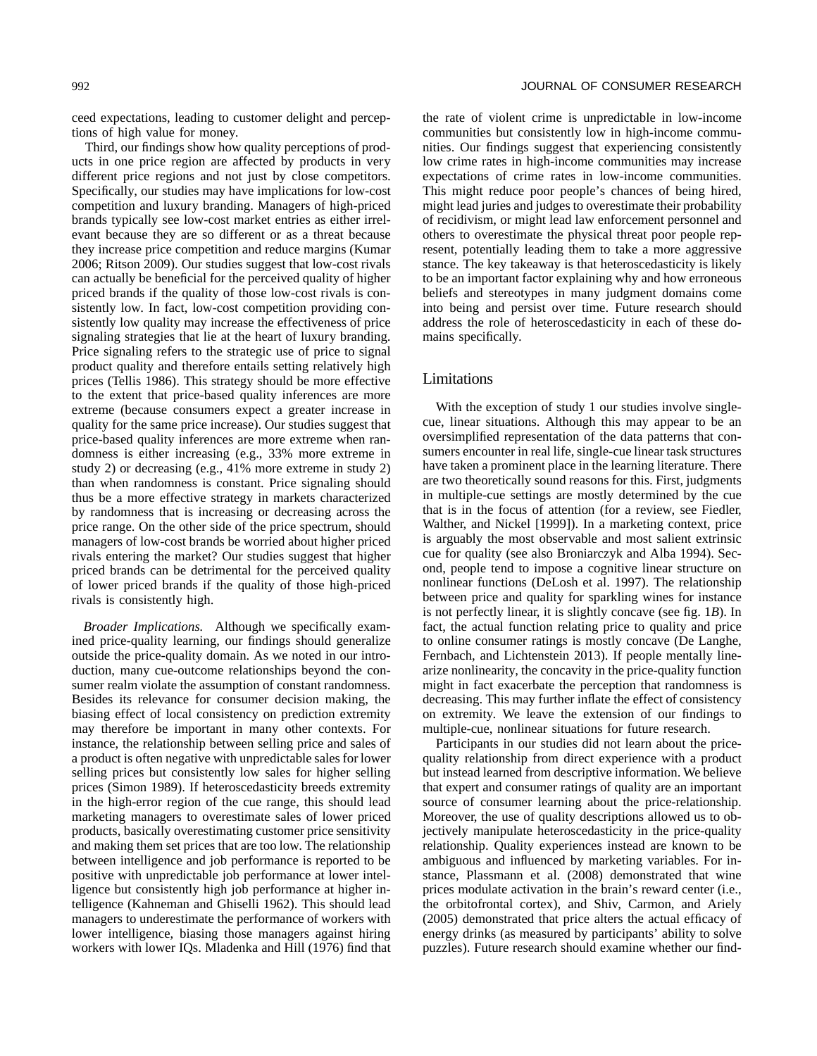ceed expectations, leading to customer delight and perceptions of high value for money.

Third, our findings show how quality perceptions of products in one price region are affected by products in very different price regions and not just by close competitors. Specifically, our studies may have implications for low-cost competition and luxury branding. Managers of high-priced brands typically see low-cost market entries as either irrelevant because they are so different or as a threat because they increase price competition and reduce margins (Kumar 2006; Ritson 2009). Our studies suggest that low-cost rivals can actually be beneficial for the perceived quality of higher priced brands if the quality of those low-cost rivals is consistently low. In fact, low-cost competition providing consistently low quality may increase the effectiveness of price signaling strategies that lie at the heart of luxury branding. Price signaling refers to the strategic use of price to signal product quality and therefore entails setting relatively high prices (Tellis 1986). This strategy should be more effective to the extent that price-based quality inferences are more extreme (because consumers expect a greater increase in quality for the same price increase). Our studies suggest that price-based quality inferences are more extreme when randomness is either increasing (e.g., 33% more extreme in study 2) or decreasing (e.g., 41% more extreme in study 2) than when randomness is constant. Price signaling should thus be a more effective strategy in markets characterized by randomness that is increasing or decreasing across the price range. On the other side of the price spectrum, should managers of low-cost brands be worried about higher priced rivals entering the market? Our studies suggest that higher priced brands can be detrimental for the perceived quality of lower priced brands if the quality of those high-priced rivals is consistently high.

*Broader Implications.* Although we specifically examined price-quality learning, our findings should generalize outside the price-quality domain. As we noted in our introduction, many cue-outcome relationships beyond the consumer realm violate the assumption of constant randomness. Besides its relevance for consumer decision making, the biasing effect of local consistency on prediction extremity may therefore be important in many other contexts. For instance, the relationship between selling price and sales of a product is often negative with unpredictable sales for lower selling prices but consistently low sales for higher selling prices (Simon 1989). If heteroscedasticity breeds extremity in the high-error region of the cue range, this should lead marketing managers to overestimate sales of lower priced products, basically overestimating customer price sensitivity and making them set prices that are too low. The relationship between intelligence and job performance is reported to be positive with unpredictable job performance at lower intelligence but consistently high job performance at higher intelligence (Kahneman and Ghiselli 1962). This should lead managers to underestimate the performance of workers with lower intelligence, biasing those managers against hiring workers with lower IQs. Mladenka and Hill (1976) find that the rate of violent crime is unpredictable in low-income communities but consistently low in high-income communities. Our findings suggest that experiencing consistently low crime rates in high-income communities may increase expectations of crime rates in low-income communities. This might reduce poor people's chances of being hired, might lead juries and judges to overestimate their probability of recidivism, or might lead law enforcement personnel and others to overestimate the physical threat poor people represent, potentially leading them to take a more aggressive stance. The key takeaway is that heteroscedasticity is likely to be an important factor explaining why and how erroneous beliefs and stereotypes in many judgment domains come into being and persist over time. Future research should address the role of heteroscedasticity in each of these domains specifically.

## Limitations

With the exception of study 1 our studies involve single-cue, linear situations. Although this may appear to be an oversimplified representation of the data patterns that consumers encounter in real life, single-cue linear task structures have taken a prominent place in the learning literature. There are two theoretically sound reasons for this. First, judgments in multiple-cue settings are mostly determined by the cue that is in the focus of attention (for a review, see Fiedler, Walther, and Nickel [1999]). In a marketing context, price is arguably the most observable and most salient extrinsic cue for quality (see also Broniarczyk and Alba 1994). Second, people tend to impose a cognitive linear structure on nonlinear functions (DeLosh et al. 1997). The relationship between price and quality for sparkling wines for instance is not perfectly linear, it is slightly concave (see fig. 1*B*). In fact, the actual function relating price to quality and price to online consumer ratings is mostly concave (De Langhe, Fernbach, and Lichtenstein 2013). If people mentally linearize nonlinearity, the concavity in the price-quality function might in fact exacerbate the perception that randomness is decreasing. This may further inflate the effect of consistency on extremity. We leave the extension of our findings to multiple-cue, nonlinear situations for future research.

Participants in our studies did not learn about the price-quality relationship from direct experience with a product but instead learned from descriptive information. We believe that expert and consumer ratings of quality are an important source of consumer learning about the price-relationship. Moreover, the use of quality descriptions allowed us to objectively manipulate heteroscedasticity in the price-quality relationship. Quality experiences instead are known to be ambiguous and influenced by marketing variables. For instance, Plassmann et al. (2008) demonstrated that wine prices modulate activation in the brain's reward center (i.e., the orbitofrontal cortex), and Shiv, Carmon, and Ariely (2005) demonstrated that price alters the actual efficacy of energy drinks (as measured by participants' ability to solve puzzles). Future research should examine whether our find-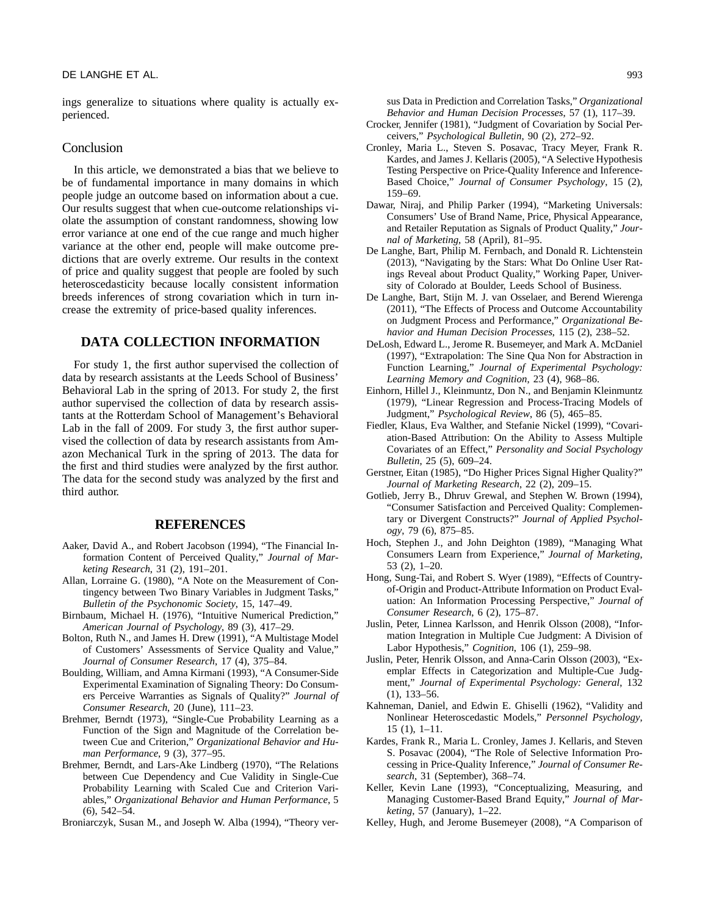ings generalize to situations where quality is actually experienced.

## Conclusion

In this article, we demonstrated a bias that we believe to be of fundamental importance in many domains in which people judge an outcome based on information about a cue. Our results suggest that when cue-outcome relationships violate the assumption of constant randomness, showing low error variance at one end of the cue range and much higher variance at the other end, people will make outcome predictions that are overly extreme. Our results in the context of price and quality suggest that people are fooled by such heteroscedasticity because locally consistent information breeds inferences of strong covariation which in turn increase the extremity of price-based quality inferences.

## DATA COLLECTION INFORMATION

For study 1, the first author supervised the collection of data by research assistants at the Leeds School of Business' Behavioral Lab in the spring of 2013. For study 2, the first author supervised the collection of data by research assistants at the Rotterdam School of Management's Behavioral Lab in the fall of 2009. For study 3, the first author supervised the collection of data by research assistants from Amazon Mechanical Turk in the spring of 2013. The data for the first and third studies were analyzed by the first author. The data for the second study was analyzed by the first and third author.

## REFERENCES

Aaker, David A., and Robert Jacobson (1994), "The Financial Information Content of Perceived Quality," *Journal of Marketing Research*, 31 (2), 191–201.

Allan, Lorraine G. (1980), "A Note on the Measurement of Contingency between Two Binary Variables in Judgment Tasks," *Bulletin of the Psychonomic Society*, 15, 147–49.

Birnbaum, Michael H. (1976), "Intuitive Numerical Prediction," *American Journal of Psychology*, 89 (3), 417–29.

Bolton, Ruth N., and James H. Drew (1991), "A Multistage Model of Customers' Assessments of Service Quality and Value," *Journal of Consumer Research*, 17 (4), 375–84.

Boulding, William, and Amna Kirmani (1993), "A Consumer-Side Experimental Examination of Signaling Theory: Do Consumers Perceive Warranties as Signals of Quality?" *Journal of Consumer Research*, 20 (June), 111–23.

Brehmer, Berndt (1973), "Single-Cue Probability Learning as a Function of the Sign and Magnitude of the Correlation between Cue and Criterion," *Organizational Behavior and Human Performance*, 9 (3), 377–95.

Brehmer, Berndt, and Lars-Ake Lindberg (1970), "The Relations between Cue Dependency and Cue Validity in Single-Cue Probability Learning with Scaled Cue and Criterion Variables," *Organizational Behavior and Human Performance*, 5 (6), 542–54.

Broniarczyk, Susan M., and Joseph W. Alba (1994), "Theory versus Data in Prediction and Correlation Tasks," *Organizational Behavior and Human Decision Processes*, 57 (1), 117–39.

Crocker, Jennifer (1981), "Judgment of Covariation by Social Perceivers," *Psychological Bulletin*, 90 (2), 272–92.

Cronley, Maria L., Steven S. Posavac, Tracy Meyer, Frank R. Kardes, and James J. Kellaris (2005), "A Selective Hypothesis Testing Perspective on Price-Quality Inference and Inference-Based Choice," *Journal of Consumer Psychology*, 15 (2), 159–69.

Dawar, Niraj, and Philip Parker (1994), "Marketing Universals: Consumers' Use of Brand Name, Price, Physical Appearance, and Retailer Reputation as Signals of Product Quality," *Journal of Marketing*, 58 (April), 81–95.

De Langhe, Bart, Philip M. Fernbach, and Donald R. Lichtenstein (2013), "Navigating by the Stars: What Do Online User Ratings Reveal about Product Quality," Working Paper, University of Colorado at Boulder, Leeds School of Business.

De Langhe, Bart, Stijn M. J. van Osselaer, and Berend Wierenga (2011), "The Effects of Process and Outcome Accountability on Judgment Process and Performance," *Organizational Behavior and Human Decision Processes*, 115 (2), 238–52.

DeLosh, Edward L., Jerome R. Busemeyer, and Mark A. McDaniel (1997), "Extrapolation: The Sine Qua Non for Abstraction in Function Learning," *Journal of Experimental Psychology: Learning Memory and Cognition*, 23 (4), 968–86.

Einhorn, Hillel J., Kleinmuntz, Don N., and Benjamin Kleinmuntz (1979), "Linear Regression and Process-Tracing Models of Judgment," *Psychological Review*, 86 (5), 465–85.

Fiedler, Klaus, Eva Walther, and Stefanie Nickel (1999), "Covariation-Based Attribution: On the Ability to Assess Multiple Covariates of an Effect," *Personality and Social Psychology Bulletin*, 25 (5), 609–24.

Gerstner, Eitan (1985), "Do Higher Prices Signal Higher Quality?" *Journal of Marketing Research*, 22 (2), 209–15.

Gotlieb, Jerry B., Dhruv Grewal, and Stephen W. Brown (1994), "Consumer Satisfaction and Perceived Quality: Complementary or Divergent Constructs?" *Journal of Applied Psychology*, 79 (6), 875–85.

Hoch, Stephen J., and John Deighton (1989), "Managing What Consumers Learn from Experience," *Journal of Marketing*, 53 (2), 1–20.

Hong, Sung-Tai, and Robert S. Wyer (1989), "Effects of Country-of-Origin and Product-Attribute Information on Product Evaluation: An Information Processing Perspective," *Journal of Consumer Research*, 6 (2), 175–87.

Juslin, Peter, Linnea Karlsson, and Henrik Olsson (2008), "Information Integration in Multiple Cue Judgment: A Division of Labor Hypothesis," *Cognition*, 106 (1), 259–98.

Juslin, Peter, Henrik Olsson, and Anna-Carin Olsson (2003), "Exemplar Effects in Categorization and Multiple-Cue Judgment," *Journal of Experimental Psychology: General*, 132 (1), 133–56.

Kahneman, Daniel, and Edwin E. Ghiselli (1962), "Validity and Nonlinear Heteroscedastic Models," *Personnel Psychology*, 15 (1), 1–11.

Kardes, Frank R., Maria L. Cronley, James J. Kellaris, and Steven S. Posavac (2004), "The Role of Selective Information Processing in Price-Quality Inference," *Journal of Consumer Research*, 31 (September), 368–74.

Keller, Kevin Lane (1993), "Conceptualizing, Measuring, and Managing Customer-Based Brand Equity," *Journal of Marketing*, 57 (January), 1–22.

Kelley, Hugh, and Jerome Busemeyer (2008), "A Comparison of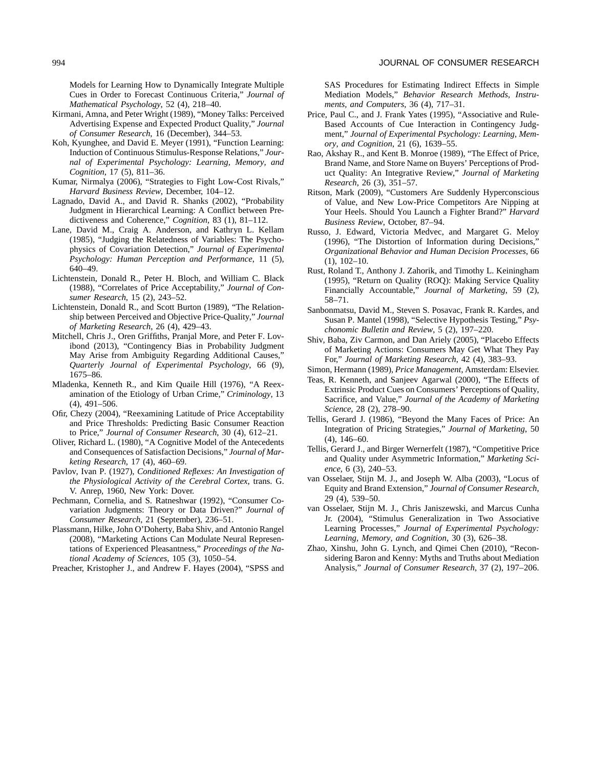Models for Learning How to Dynamically Integrate Multiple Cues in Order to Forecast Continuous Criteria," *Journal of Mathematical Psychology*, 52 (4), 218–40.

Kirmani, Amna, and Peter Wright (1989), "Money Talks: Perceived Advertising Expense and Expected Product Quality," *Journal of Consumer Research*, 16 (December), 344–53.

Koh, Kyunghee, and David E. Meyer (1991), "Function Learning: Induction of Continuous Stimulus-Response Relations," *Journal of Experimental Psychology: Learning, Memory, and Cognition*, 17 (5), 811–36.

Kumar, Nirmalya (2006), "Strategies to Fight Low-Cost Rivals," *Harvard Business Review*, December, 104–12.

Lagnado, David A., and David R. Shanks (2002), "Probability Judgment in Hierarchical Learning: A Conflict between Predictiveness and Coherence," *Cognition*, 83 (1), 81–112.

Lane, David M., Craig A. Anderson, and Kathryn L. Kellam (1985), "Judging the Relatedness of Variables: The Psychophysics of Covariation Detection," *Journal of Experimental Psychology: Human Perception and Performance*, 11 (5), 640–49.

Lichtenstein, Donald R., Peter H. Bloch, and William C. Black (1988), "Correlates of Price Acceptability," *Journal of Consumer Research*, 15 (2), 243–52.

Lichtenstein, Donald R., and Scott Burton (1989), "The Relationship between Perceived and Objective Price-Quality," *Journal of Marketing Research*, 26 (4), 429–43.

Mitchell, Chris J., Oren Griffiths, Pranjal More, and Peter F. Lovibond (2013), "Contingency Bias in Probability Judgment May Arise from Ambiguity Regarding Additional Causes," *Quarterly Journal of Experimental Psychology*, 66 (9), 1675–86.

Mladenka, Kenneth R., and Kim Quaile Hill (1976), "A Reexamination of the Etiology of Urban Crime," *Criminology*, 13 (4), 491–506.

Ofir, Chezy (2004), "Reexamining Latitude of Price Acceptability and Price Thresholds: Predicting Basic Consumer Reaction to Price," *Journal of Consumer Research*, 30 (4), 612–21.

Oliver, Richard L. (1980), "A Cognitive Model of the Antecedents and Consequences of Satisfaction Decisions," *Journal of Marketing Research*, 17 (4), 460–69.

Pavlov, Ivan P. (1927), *Conditioned Reflexes: An Investigation of the Physiological Activity of the Cerebral Cortex*, trans. G. V. Anrep, 1960, New York: Dover.

Pechmann, Cornelia, and S. Ratneshwar (1992), "Consumer Covariation Judgments: Theory or Data Driven?" *Journal of Consumer Research*, 21 (September), 236–51.

Plassmann, Hilke, John O'Doherty, Baba Shiv, and Antonio Rangel (2008), "Marketing Actions Can Modulate Neural Representations of Experienced Pleasantness," *Proceedings of the National Academy of Sciences*, 105 (3), 1050–54.

Preacher, Kristopher J., and Andrew F. Hayes (2004), "SPSS and SAS Procedures for Estimating Indirect Effects in Simple Mediation Models," *Behavior Research Methods, Instruments, and Computers*, 36 (4), 717–31.

Price, Paul C., and J. Frank Yates (1995), "Associative and Rule-Based Accounts of Cue Interaction in Contingency Judgment," *Journal of Experimental Psychology: Learning, Memory, and Cognition*, 21 (6), 1639–55.

Rao, Akshay R., and Kent B. Monroe (1989), "The Effect of Price, Brand Name, and Store Name on Buyers' Perceptions of Product Quality: An Integrative Review," *Journal of Marketing Research*, 26 (3), 351–57.

Ritson, Mark (2009), "Customers Are Suddenly Hyperconscious of Value, and New Low-Price Competitors Are Nipping at Your Heels. Should You Launch a Fighter Brand?" *Harvard Business Review*, October, 87–94.

Russo, J. Edward, Victoria Medvec, and Margaret G. Meloy (1996), "The Distortion of Information during Decisions," *Organizational Behavior and Human Decision Processes*, 66 (1), 102–10.

Rust, Roland T., Anthony J. Zahorik, and Timothy L. Keiningham (1995), "Return on Quality (ROQ): Making Service Quality Financially Accountable," *Journal of Marketing*, 59 (2), 58–71.

Sanbonmatsu, David M., Steven S. Posavac, Frank R. Kardes, and Susan P. Mantel (1998), "Selective Hypothesis Testing," *Psychonomic Bulletin and Review*, 5 (2), 197–220.

Shiv, Baba, Ziv Carmon, and Dan Ariely (2005), "Placebo Effects of Marketing Actions: Consumers May Get What They Pay For," *Journal of Marketing Research*, 42 (4), 383–93.

Simon, Hermann (1989), *Price Management*, Amsterdam: Elsevier.

Teas, R. Kenneth, and Sanjeev Agarwal (2000), "The Effects of Extrinsic Product Cues on Consumers' Perceptions of Quality, Sacrifice, and Value," *Journal of the Academy of Marketing Science*, 28 (2), 278–90.

Tellis, Gerard J. (1986), "Beyond the Many Faces of Price: An Integration of Pricing Strategies," *Journal of Marketing*, 50 (4), 146–60.

Tellis, Gerard J., and Birger Wernerfelt (1987), "Competitive Price and Quality under Asymmetric Information," *Marketing Science*, 6 (3), 240–53.

van Osselaer, Stijn M. J., and Joseph W. Alba (2003), "Locus of Equity and Brand Extension," *Journal of Consumer Research*, 29 (4), 539–50.

van Osselaer, Stijn M. J., Chris Janiszewski, and Marcus Cunha Jr. (2004), "Stimulus Generalization in Two Associative Learning Processes," *Journal of Experimental Psychology: Learning, Memory, and Cognition*, 30 (3), 626–38.

Zhao, Xinshu, John G. Lynch, and Qimei Chen (2010), "Reconsidering Baron and Kenny: Myths and Truths about Mediation Analysis," *Journal of Consumer Research*, 37 (2), 197–206.